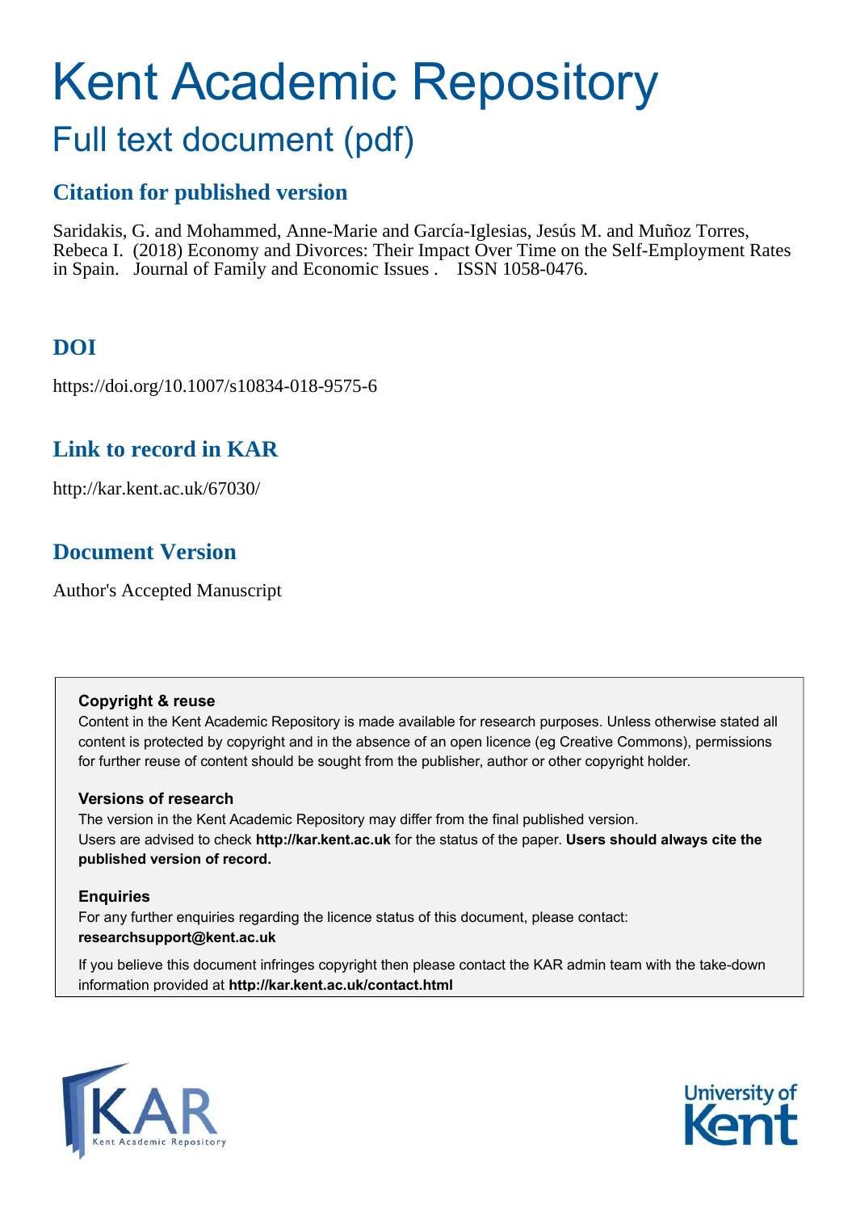# Kent Academic Repository

## Full text document (pdf)

### Citation for published version

Saridakis, G. and Mohammed, Anne-Marie and García-Iglesias, Jesús M. and Muñoz Torres, Rebeca I. (2018) Economy and Divorces: Their Impact Over Time on the Self-Employment Rates in Spain. Journal of Family and Economic Issues . ISSN 1058-0476.

### DOI

https://doi.org/10.1007/s10834-018-9575-6

### Link to record in KAR

http://kar.kent.ac.uk/67030/

### Document Version

Author's Accepted Manuscript

**Copyright & reuse**

Content in the Kent Academic Repository is made available for research purposes. Unless otherwise stated all content is protected by copyright and in the absence of an open licence (eg Creative Commons), permissions for further reuse of content should be sought from the publisher, author or other copyright holder.

**Versions of research**

The version in the Kent Academic Repository may differ from the final published version.
Users are advised to check **http://kar.kent.ac.uk** for the status of the paper. **Users should always cite the published version of record.**

**Enquiries**

For any further enquiries regarding the licence status of this document, please contact:
**researchsupport@kent.ac.uk**

If you believe this document infringes copyright then please contact the KAR admin team with the take-down information provided at **http://kar.kent.ac.uk/contact.html**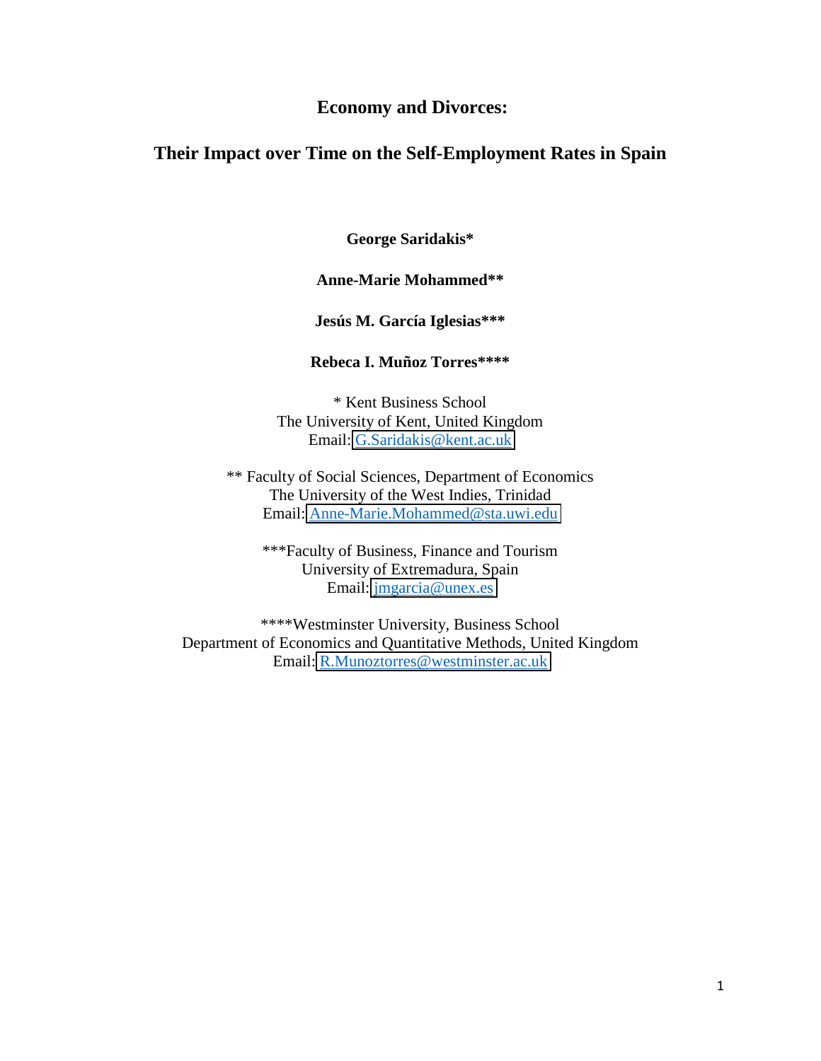# Economy and Divorces:

## Their Impact over Time on the Self-Employment Rates in Spain

**George Saridakis***

**Anne-Marie Mohammed****

**Jesús M. García Iglesias*****

**Rebeca I. Muñoz Torres******

\* Kent Business School
The University of Kent, United Kingdom
Email: G.Saridakis@kent.ac.uk

** Faculty of Social Sciences, Department of Economics
The University of the West Indies, Trinidad
Email: Anne-Marie.Mohammed@sta.uwi.edu

***Faculty of Business, Finance and Tourism
University of Extremadura, Spain
Email: jmgarcia@unex.es

****Westminster University, Business School
Department of Economics and Quantitative Methods, United Kingdom
Email: R.Munoztorres@westminster.ac.uk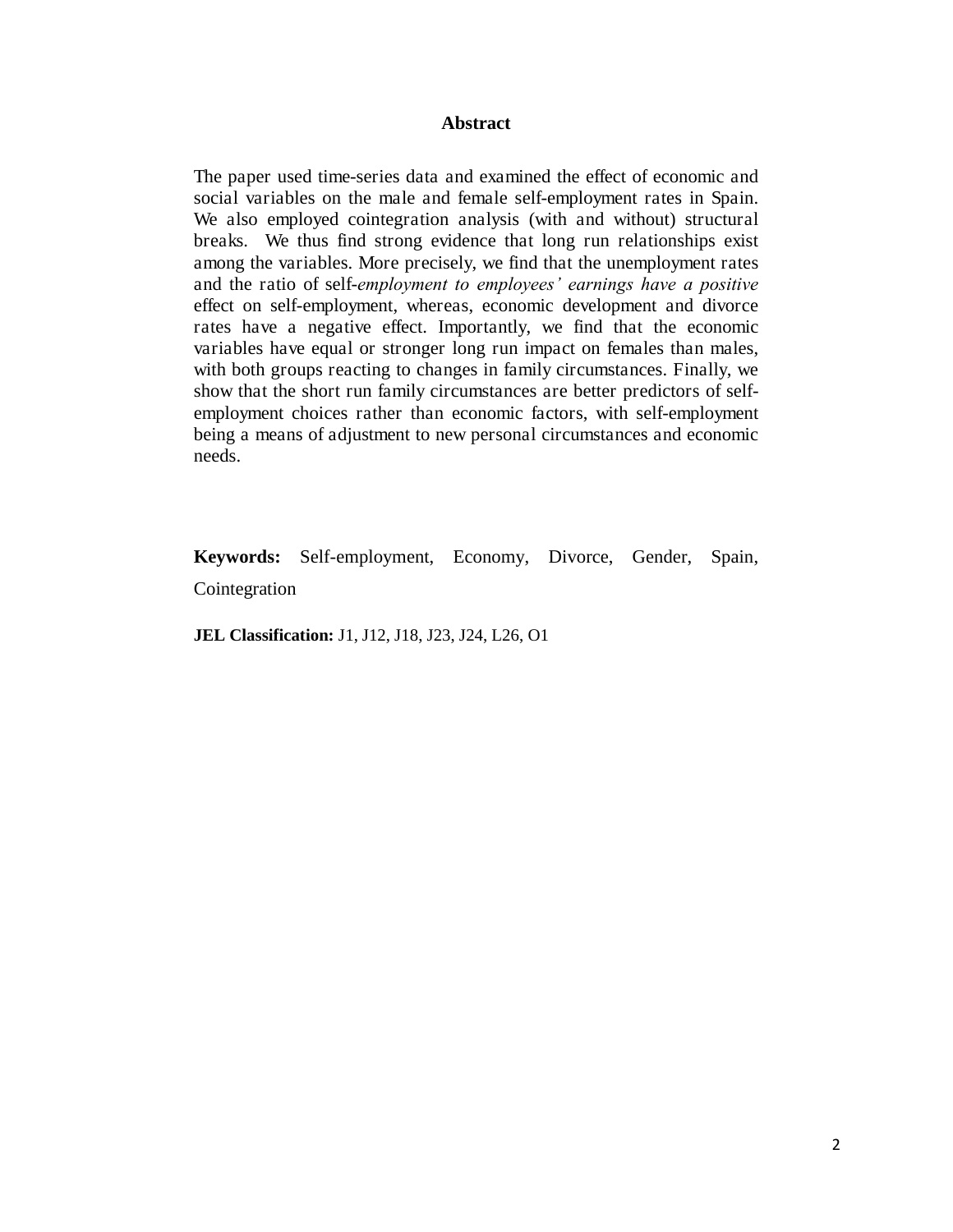**Abstract**

The paper used time-series data and examined the effect of economic and social variables on the male and female self-employment rates in Spain. We also employed cointegration analysis (with and without) structural breaks. We thus find strong evidence that long run relationships exist among the variables. More precisely, we find that the unemployment rates and the ratio of self-*employment to employees' earnings have a positive* effect on self-employment, whereas, economic development and divorce rates have a negative effect. Importantly, we find that the economic variables have equal or stronger long run impact on females than males, with both groups reacting to changes in family circumstances. Finally, we show that the short run family circumstances are better predictors of self-employment choices rather than economic factors, with self-employment being a means of adjustment to new personal circumstances and economic needs.

**Keywords:** Self-employment, Economy, Divorce, Gender, Spain, Cointegration

**JEL Classification:** J1, J12, J18, J23, J24, L26, O1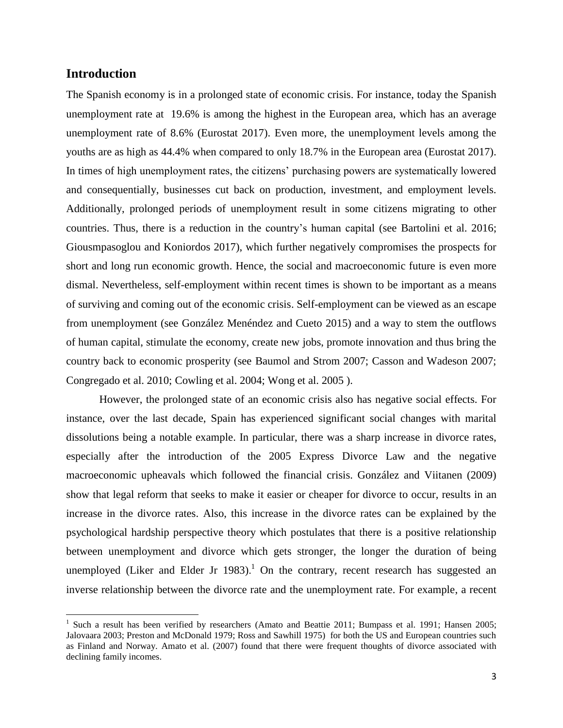## Introduction

The Spanish economy is in a prolonged state of economic crisis. For instance, today the Spanish unemployment rate at 19.6% is among the highest in the European area, which has an average unemployment rate of 8.6% (Eurostat 2017). Even more, the unemployment levels among the youths are as high as 44.4% when compared to only 18.7% in the European area (Eurostat 2017). In times of high unemployment rates, the citizens' purchasing powers are systematically lowered and consequentially, businesses cut back on production, investment, and employment levels. Additionally, prolonged periods of unemployment result in some citizens migrating to other countries. Thus, there is a reduction in the country's human capital (see Bartolini et al. 2016; Giousmpasoglou and Koniordos 2017), which further negatively compromises the prospects for short and long run economic growth. Hence, the social and macroeconomic future is even more dismal. Nevertheless, self-employment within recent times is shown to be important as a means of surviving and coming out of the economic crisis. Self-employment can be viewed as an escape from unemployment (see González Menéndez and Cueto 2015) and a way to stem the outflows of human capital, stimulate the economy, create new jobs, promote innovation and thus bring the country back to economic prosperity (see Baumol and Strom 2007; Casson and Wadeson 2007; Congregado et al. 2010; Cowling et al. 2004; Wong et al. 2005 ).

However, the prolonged state of an economic crisis also has negative social effects. For instance, over the last decade, Spain has experienced significant social changes with marital dissolutions being a notable example. In particular, there was a sharp increase in divorce rates, especially after the introduction of the 2005 Express Divorce Law and the negative macroeconomic upheavals which followed the financial crisis. González and Viitanen (2009) show that legal reform that seeks to make it easier or cheaper for divorce to occur, results in an increase in the divorce rates. Also, this increase in the divorce rates can be explained by the psychological hardship perspective theory which postulates that there is a positive relationship between unemployment and divorce which gets stronger, the longer the duration of being unemployed (Liker and Elder Jr 1983).[1] On the contrary, recent research has suggested an inverse relationship between the divorce rate and the unemployment rate. For example, a recent

[1] Such a result has been verified by researchers (Amato and Beattie 2011; Bumpass et al. 1991; Hansen 2005; Jalovaara 2003; Preston and McDonald 1979; Ross and Sawhill 1975) for both the US and European countries such as Finland and Norway. Amato et al. (2007) found that there were frequent thoughts of divorce associated with declining family incomes.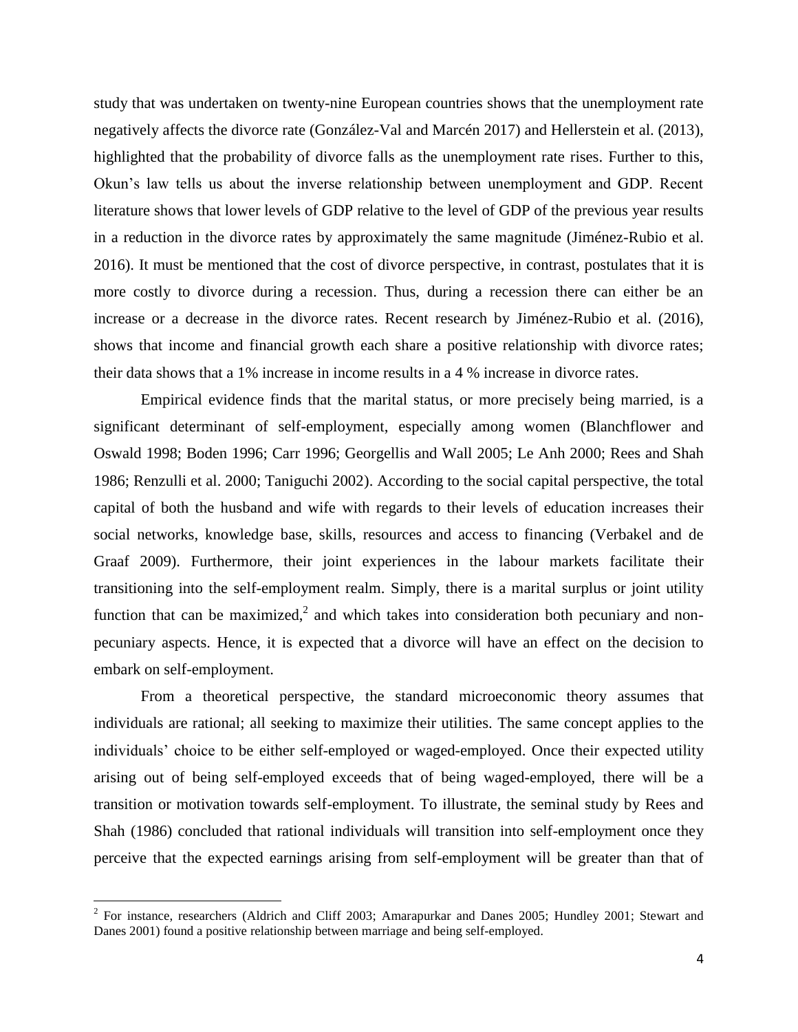study that was undertaken on twenty-nine European countries shows that the unemployment rate negatively affects the divorce rate (González-Val and Marcén 2017) and Hellerstein et al. (2013), highlighted that the probability of divorce falls as the unemployment rate rises. Further to this, Okun's law tells us about the inverse relationship between unemployment and GDP. Recent literature shows that lower levels of GDP relative to the level of GDP of the previous year results in a reduction in the divorce rates by approximately the same magnitude (Jiménez-Rubio et al. 2016). It must be mentioned that the cost of divorce perspective, in contrast, postulates that it is more costly to divorce during a recession. Thus, during a recession there can either be an increase or a decrease in the divorce rates. Recent research by Jiménez-Rubio et al. (2016), shows that income and financial growth each share a positive relationship with divorce rates; their data shows that a 1% increase in income results in a 4 % increase in divorce rates.

Empirical evidence finds that the marital status, or more precisely being married, is a significant determinant of self-employment, especially among women (Blanchflower and Oswald 1998; Boden 1996; Carr 1996; Georgellis and Wall 2005; Le Anh 2000; Rees and Shah 1986; Renzulli et al. 2000; Taniguchi 2002). According to the social capital perspective, the total capital of both the husband and wife with regards to their levels of education increases their social networks, knowledge base, skills, resources and access to financing (Verbakel and de Graaf 2009). Furthermore, their joint experiences in the labour markets facilitate their transitioning into the self-employment realm. Simply, there is a marital surplus or joint utility function that can be maximized,[2] and which takes into consideration both pecuniary and non-pecuniary aspects. Hence, it is expected that a divorce will have an effect on the decision to embark on self-employment.

From a theoretical perspective, the standard microeconomic theory assumes that individuals are rational; all seeking to maximize their utilities. The same concept applies to the individuals' choice to be either self-employed or waged-employed. Once their expected utility arising out of being self-employed exceeds that of being waged-employed, there will be a transition or motivation towards self-employment. To illustrate, the seminal study by Rees and Shah (1986) concluded that rational individuals will transition into self-employment once they perceive that the expected earnings arising from self-employment will be greater than that of

[2] For instance, researchers (Aldrich and Cliff 2003; Amarapurkar and Danes 2005; Hundley 2001; Stewart and Danes 2001) found a positive relationship between marriage and being self-employed.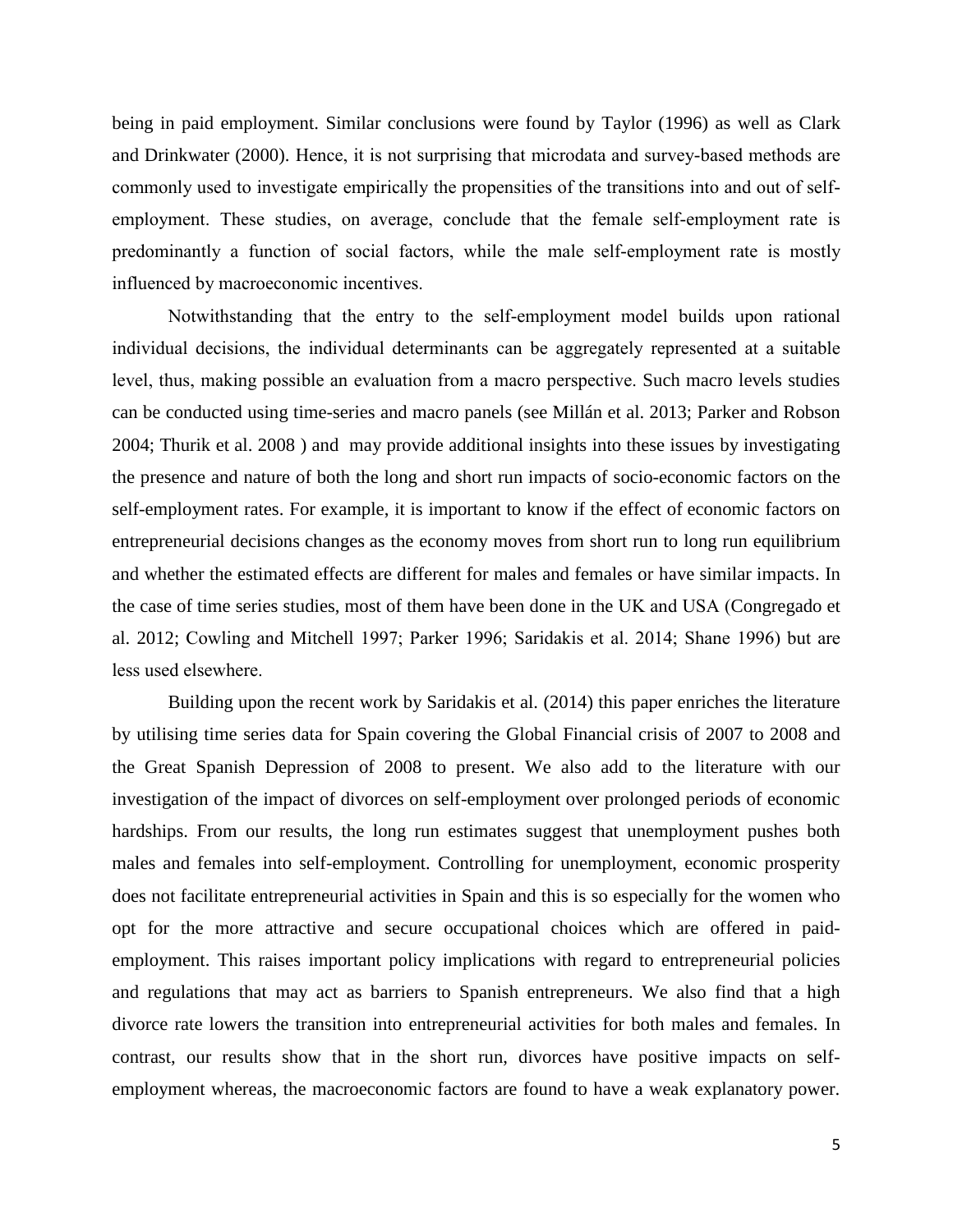being in paid employment. Similar conclusions were found by Taylor (1996) as well as Clark and Drinkwater (2000). Hence, it is not surprising that microdata and survey-based methods are commonly used to investigate empirically the propensities of the transitions into and out of self-employment. These studies, on average, conclude that the female self-employment rate is predominantly a function of social factors, while the male self-employment rate is mostly influenced by macroeconomic incentives.

Notwithstanding that the entry to the self-employment model builds upon rational individual decisions, the individual determinants can be aggregately represented at a suitable level, thus, making possible an evaluation from a macro perspective. Such macro levels studies can be conducted using time-series and macro panels (see Millán et al. 2013; Parker and Robson 2004; Thurik et al. 2008 ) and may provide additional insights into these issues by investigating the presence and nature of both the long and short run impacts of socio-economic factors on the self-employment rates. For example, it is important to know if the effect of economic factors on entrepreneurial decisions changes as the economy moves from short run to long run equilibrium and whether the estimated effects are different for males and females or have similar impacts. In the case of time series studies, most of them have been done in the UK and USA (Congregado et al. 2012; Cowling and Mitchell 1997; Parker 1996; Saridakis et al. 2014; Shane 1996) but are less used elsewhere.

Building upon the recent work by Saridakis et al. (2014) this paper enriches the literature by utilising time series data for Spain covering the Global Financial crisis of 2007 to 2008 and the Great Spanish Depression of 2008 to present. We also add to the literature with our investigation of the impact of divorces on self-employment over prolonged periods of economic hardships. From our results, the long run estimates suggest that unemployment pushes both males and females into self-employment. Controlling for unemployment, economic prosperity does not facilitate entrepreneurial activities in Spain and this is so especially for the women who opt for the more attractive and secure occupational choices which are offered in paid-employment. This raises important policy implications with regard to entrepreneurial policies and regulations that may act as barriers to Spanish entrepreneurs. We also find that a high divorce rate lowers the transition into entrepreneurial activities for both males and females. In contrast, our results show that in the short run, divorces have positive impacts on self-employment whereas, the macroeconomic factors are found to have a weak explanatory power.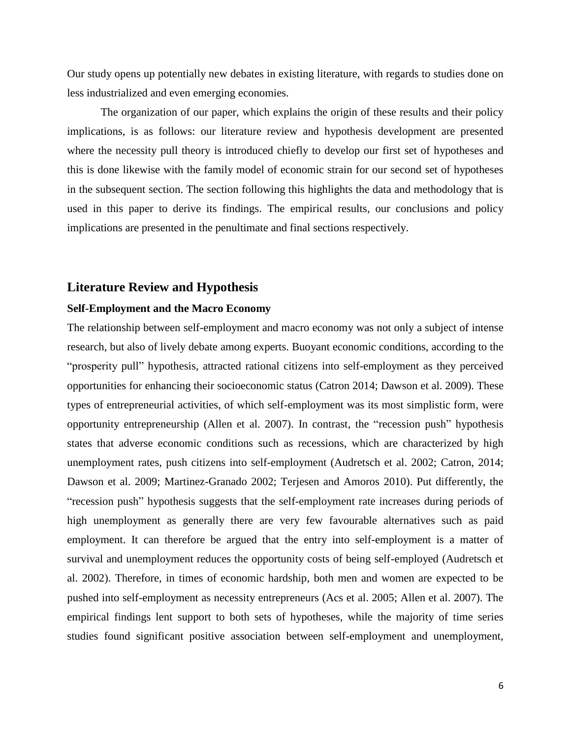Our study opens up potentially new debates in existing literature, with regards to studies done on less industrialized and even emerging economies.

The organization of our paper, which explains the origin of these results and their policy implications, is as follows: our literature review and hypothesis development are presented where the necessity pull theory is introduced chiefly to develop our first set of hypotheses and this is done likewise with the family model of economic strain for our second set of hypotheses in the subsequent section. The section following this highlights the data and methodology that is used in this paper to derive its findings. The empirical results, our conclusions and policy implications are presented in the penultimate and final sections respectively.

## Literature Review and Hypothesis

### Self-Employment and the Macro Economy

The relationship between self-employment and macro economy was not only a subject of intense research, but also of lively debate among experts. Buoyant economic conditions, according to the "prosperity pull" hypothesis, attracted rational citizens into self-employment as they perceived opportunities for enhancing their socioeconomic status (Catron 2014; Dawson et al. 2009). These types of entrepreneurial activities, of which self-employment was its most simplistic form, were opportunity entrepreneurship (Allen et al. 2007). In contrast, the "recession push" hypothesis states that adverse economic conditions such as recessions, which are characterized by high unemployment rates, push citizens into self-employment (Audretsch et al. 2002; Catron, 2014; Dawson et al. 2009; Martinez-Granado 2002; Terjesen and Amoros 2010). Put differently, the "recession push" hypothesis suggests that the self-employment rate increases during periods of high unemployment as generally there are very few favourable alternatives such as paid employment. It can therefore be argued that the entry into self-employment is a matter of survival and unemployment reduces the opportunity costs of being self-employed (Audretsch et al. 2002). Therefore, in times of economic hardship, both men and women are expected to be pushed into self-employment as necessity entrepreneurs (Acs et al. 2005; Allen et al. 2007). The empirical findings lent support to both sets of hypotheses, while the majority of time series studies found significant positive association between self-employment and unemployment,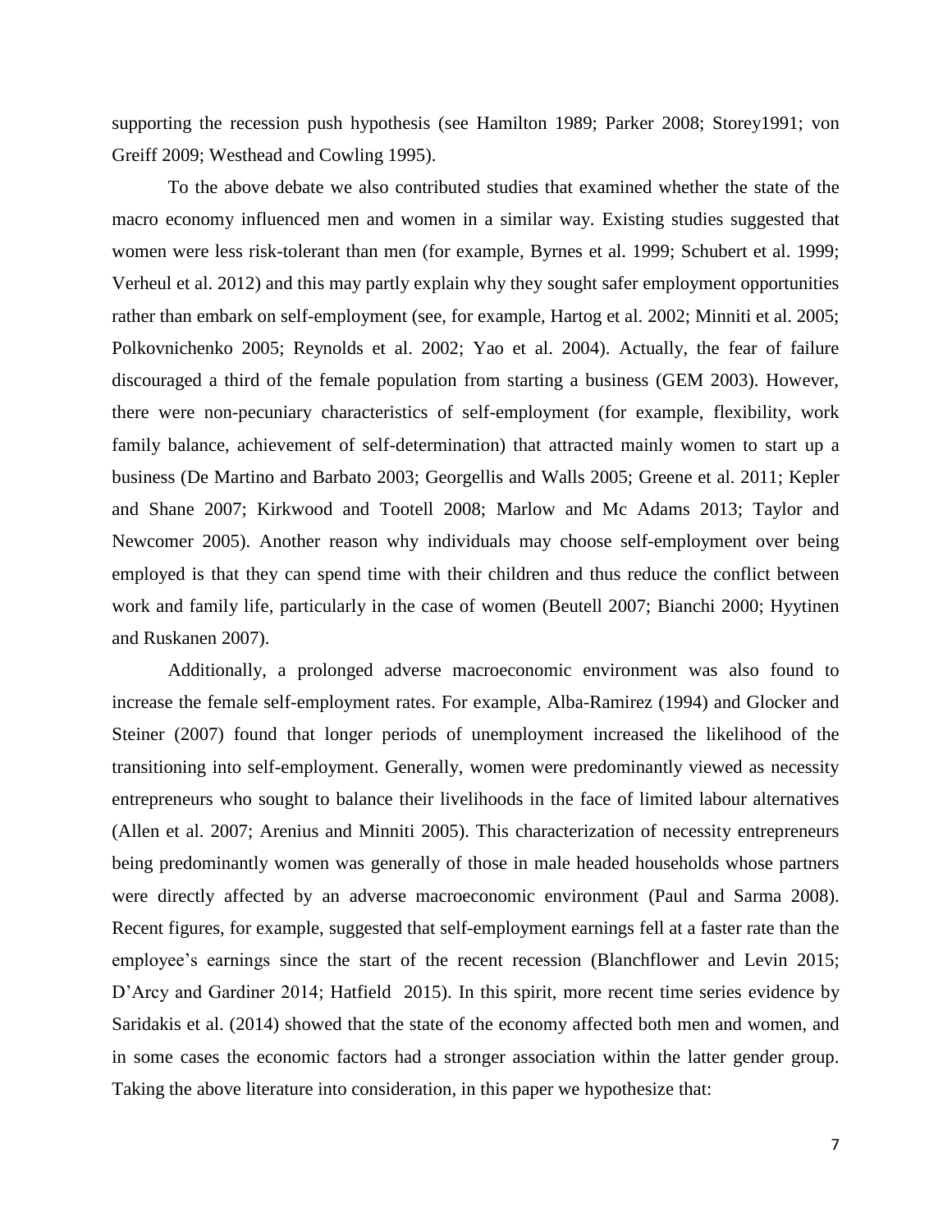supporting the recession push hypothesis (see Hamilton 1989; Parker 2008; Storey1991; von Greiff 2009; Westhead and Cowling 1995).

To the above debate we also contributed studies that examined whether the state of the macro economy influenced men and women in a similar way. Existing studies suggested that women were less risk-tolerant than men (for example, Byrnes et al. 1999; Schubert et al. 1999; Verheul et al. 2012) and this may partly explain why they sought safer employment opportunities rather than embark on self-employment (see, for example, Hartog et al. 2002; Minniti et al. 2005; Polkovnichenko 2005; Reynolds et al. 2002; Yao et al. 2004). Actually, the fear of failure discouraged a third of the female population from starting a business (GEM 2003). However, there were non-pecuniary characteristics of self-employment (for example, flexibility, work family balance, achievement of self-determination) that attracted mainly women to start up a business (De Martino and Barbato 2003; Georgellis and Walls 2005; Greene et al. 2011; Kepler and Shane 2007; Kirkwood and Tootell 2008; Marlow and Mc Adams 2013; Taylor and Newcomer 2005). Another reason why individuals may choose self-employment over being employed is that they can spend time with their children and thus reduce the conflict between work and family life, particularly in the case of women (Beutell 2007; Bianchi 2000; Hyytinen and Ruskanen 2007).

Additionally, a prolonged adverse macroeconomic environment was also found to increase the female self-employment rates. For example, Alba-Ramirez (1994) and Glocker and Steiner (2007) found that longer periods of unemployment increased the likelihood of the transitioning into self-employment. Generally, women were predominantly viewed as necessity entrepreneurs who sought to balance their livelihoods in the face of limited labour alternatives (Allen et al. 2007; Arenius and Minniti 2005). This characterization of necessity entrepreneurs being predominantly women was generally of those in male headed households whose partners were directly affected by an adverse macroeconomic environment (Paul and Sarma 2008). Recent figures, for example, suggested that self-employment earnings fell at a faster rate than the employee's earnings since the start of the recent recession (Blanchflower and Levin 2015; D'Arcy and Gardiner 2014; Hatfield 2015). In this spirit, more recent time series evidence by Saridakis et al. (2014) showed that the state of the economy affected both men and women, and in some cases the economic factors had a stronger association within the latter gender group. Taking the above literature into consideration, in this paper we hypothesize that: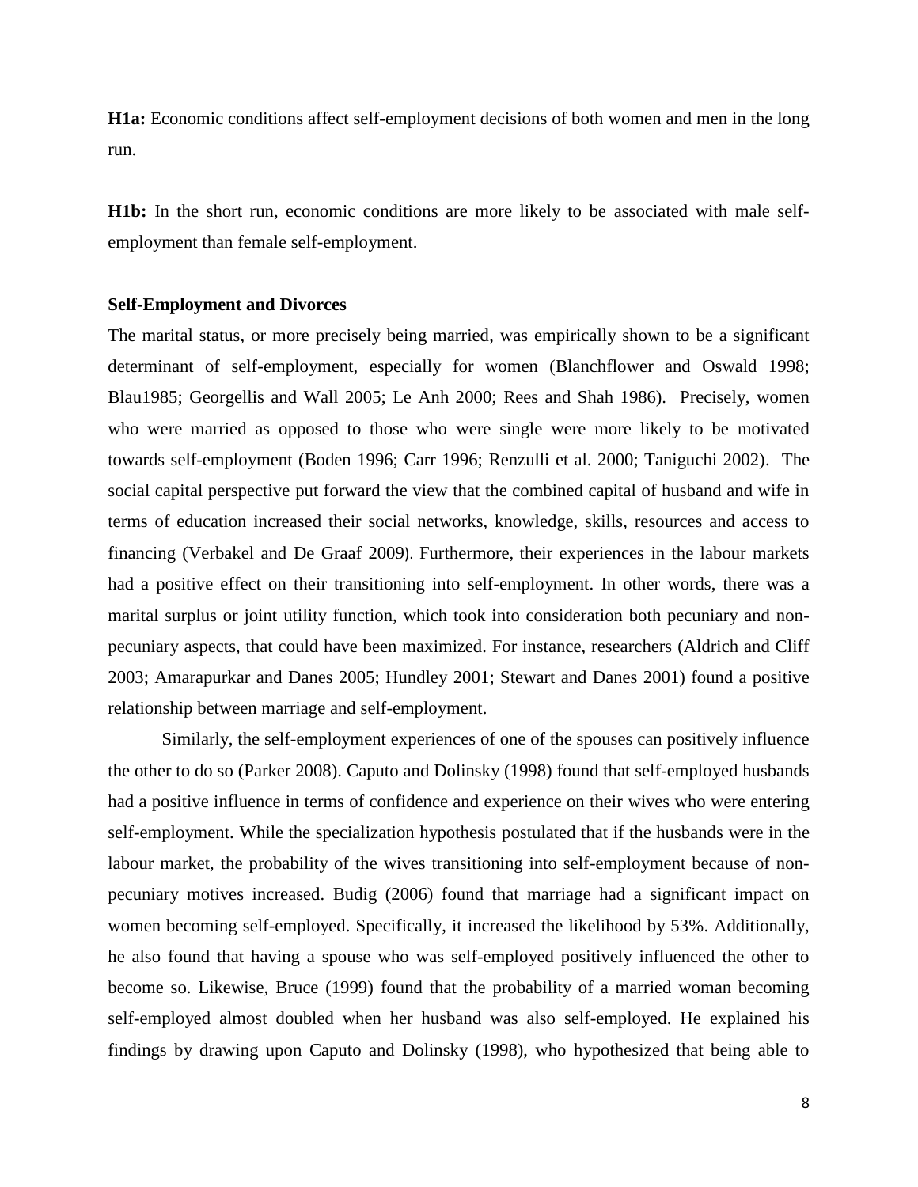**H1a:** Economic conditions affect self-employment decisions of both women and men in the long run.

**H1b:** In the short run, economic conditions are more likely to be associated with male self-employment than female self-employment.

**Self-Employment and Divorces**

The marital status, or more precisely being married, was empirically shown to be a significant determinant of self-employment, especially for women (Blanchflower and Oswald 1998; Blau1985; Georgellis and Wall 2005; Le Anh 2000; Rees and Shah 1986). Precisely, women who were married as opposed to those who were single were more likely to be motivated towards self-employment (Boden 1996; Carr 1996; Renzulli et al. 2000; Taniguchi 2002). The social capital perspective put forward the view that the combined capital of husband and wife in terms of education increased their social networks, knowledge, skills, resources and access to financing (Verbakel and De Graaf 2009). Furthermore, their experiences in the labour markets had a positive effect on their transitioning into self-employment. In other words, there was a marital surplus or joint utility function, which took into consideration both pecuniary and non-pecuniary aspects, that could have been maximized. For instance, researchers (Aldrich and Cliff 2003; Amarapurkar and Danes 2005; Hundley 2001; Stewart and Danes 2001) found a positive relationship between marriage and self-employment.

Similarly, the self-employment experiences of one of the spouses can positively influence the other to do so (Parker 2008). Caputo and Dolinsky (1998) found that self-employed husbands had a positive influence in terms of confidence and experience on their wives who were entering self-employment. While the specialization hypothesis postulated that if the husbands were in the labour market, the probability of the wives transitioning into self-employment because of non-pecuniary motives increased. Budig (2006) found that marriage had a significant impact on women becoming self-employed. Specifically, it increased the likelihood by 53%. Additionally, he also found that having a spouse who was self-employed positively influenced the other to become so. Likewise, Bruce (1999) found that the probability of a married woman becoming self-employed almost doubled when her husband was also self-employed. He explained his findings by drawing upon Caputo and Dolinsky (1998), who hypothesized that being able to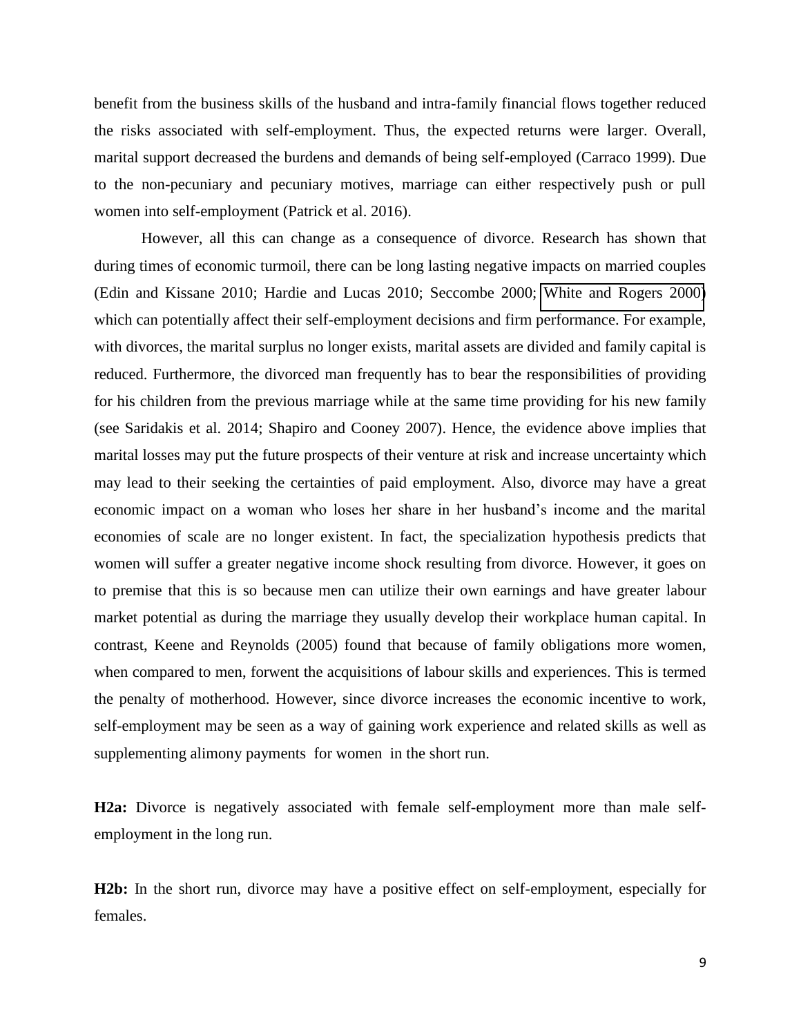benefit from the business skills of the husband and intra-family financial flows together reduced the risks associated with self-employment. Thus, the expected returns were larger. Overall, marital support decreased the burdens and demands of being self-employed (Carraco 1999). Due to the non-pecuniary and pecuniary motives, marriage can either respectively push or pull women into self-employment (Patrick et al. 2016).

However, all this can change as a consequence of divorce. Research has shown that during times of economic turmoil, there can be long lasting negative impacts on married couples (Edin and Kissane 2010; Hardie and Lucas 2010; Seccombe 2000; White and Rogers 2000) which can potentially affect their self-employment decisions and firm performance. For example, with divorces, the marital surplus no longer exists, marital assets are divided and family capital is reduced. Furthermore, the divorced man frequently has to bear the responsibilities of providing for his children from the previous marriage while at the same time providing for his new family (see Saridakis et al. 2014; Shapiro and Cooney 2007). Hence, the evidence above implies that marital losses may put the future prospects of their venture at risk and increase uncertainty which may lead to their seeking the certainties of paid employment. Also, divorce may have a great economic impact on a woman who loses her share in her husband's income and the marital economies of scale are no longer existent. In fact, the specialization hypothesis predicts that women will suffer a greater negative income shock resulting from divorce. However, it goes on to premise that this is so because men can utilize their own earnings and have greater labour market potential as during the marriage they usually develop their workplace human capital. In contrast, Keene and Reynolds (2005) found that because of family obligations more women, when compared to men, forwent the acquisitions of labour skills and experiences. This is termed the penalty of motherhood. However, since divorce increases the economic incentive to work, self-employment may be seen as a way of gaining work experience and related skills as well as supplementing alimony payments for women in the short run.

**H2a:** Divorce is negatively associated with female self-employment more than male self-employment in the long run.

**H2b:** In the short run, divorce may have a positive effect on self-employment, especially for females.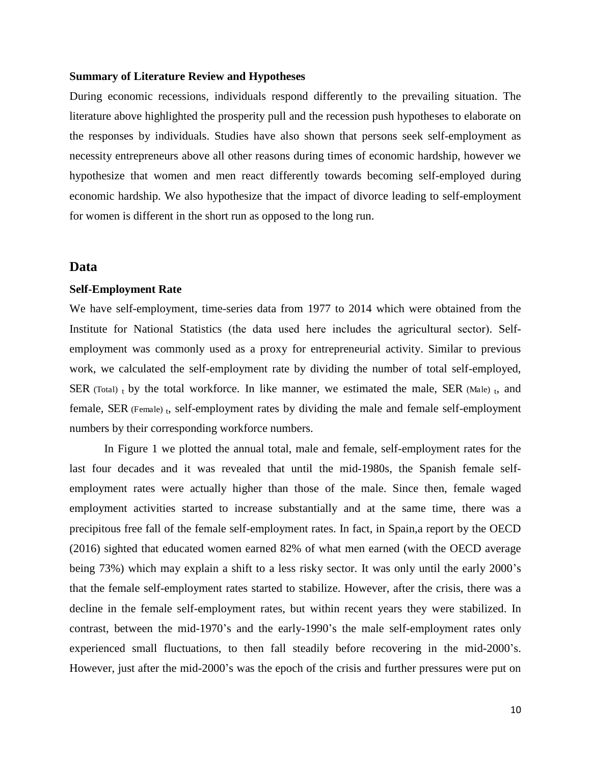**Summary of Literature Review and Hypotheses**

During economic recessions, individuals respond differently to the prevailing situation. The literature above highlighted the prosperity pull and the recession push hypotheses to elaborate on the responses by individuals. Studies have also shown that persons seek self-employment as necessity entrepreneurs above all other reasons during times of economic hardship, however we hypothesize that women and men react differently towards becoming self-employed during economic hardship. We also hypothesize that the impact of divorce leading to self-employment for women is different in the short run as opposed to the long run.

## Data

**Self-Employment Rate**

We have self-employment, time-series data from 1977 to 2014 which were obtained from the Institute for National Statistics (the data used here includes the agricultural sector). Self-employment was commonly used as a proxy for entrepreneurial activity. Similar to previous work, we calculated the self-employment rate by dividing the number of total self-employed, $SER_{(Total)\,t}$ by the total workforce. In like manner, we estimated the male, $SER_{(Male)\,t}$, and female, $SER_{(Female)\,t}$, self-employment rates by dividing the male and female self-employment numbers by their corresponding workforce numbers.

In Figure 1 we plotted the annual total, male and female, self-employment rates for the last four decades and it was revealed that until the mid-1980s, the Spanish female self-employment rates were actually higher than those of the male. Since then, female waged employment activities started to increase substantially and at the same time, there was a precipitous free fall of the female self-employment rates. In fact, in Spain,a report by the OECD (2016) sighted that educated women earned 82% of what men earned (with the OECD average being 73%) which may explain a shift to a less risky sector. It was only until the early 2000's that the female self-employment rates started to stabilize. However, after the crisis, there was a decline in the female self-employment rates, but within recent years they were stabilized. In contrast, between the mid-1970's and the early-1990's the male self-employment rates only experienced small fluctuations, to then fall steadily before recovering in the mid-2000's. However, just after the mid-2000's was the epoch of the crisis and further pressures were put on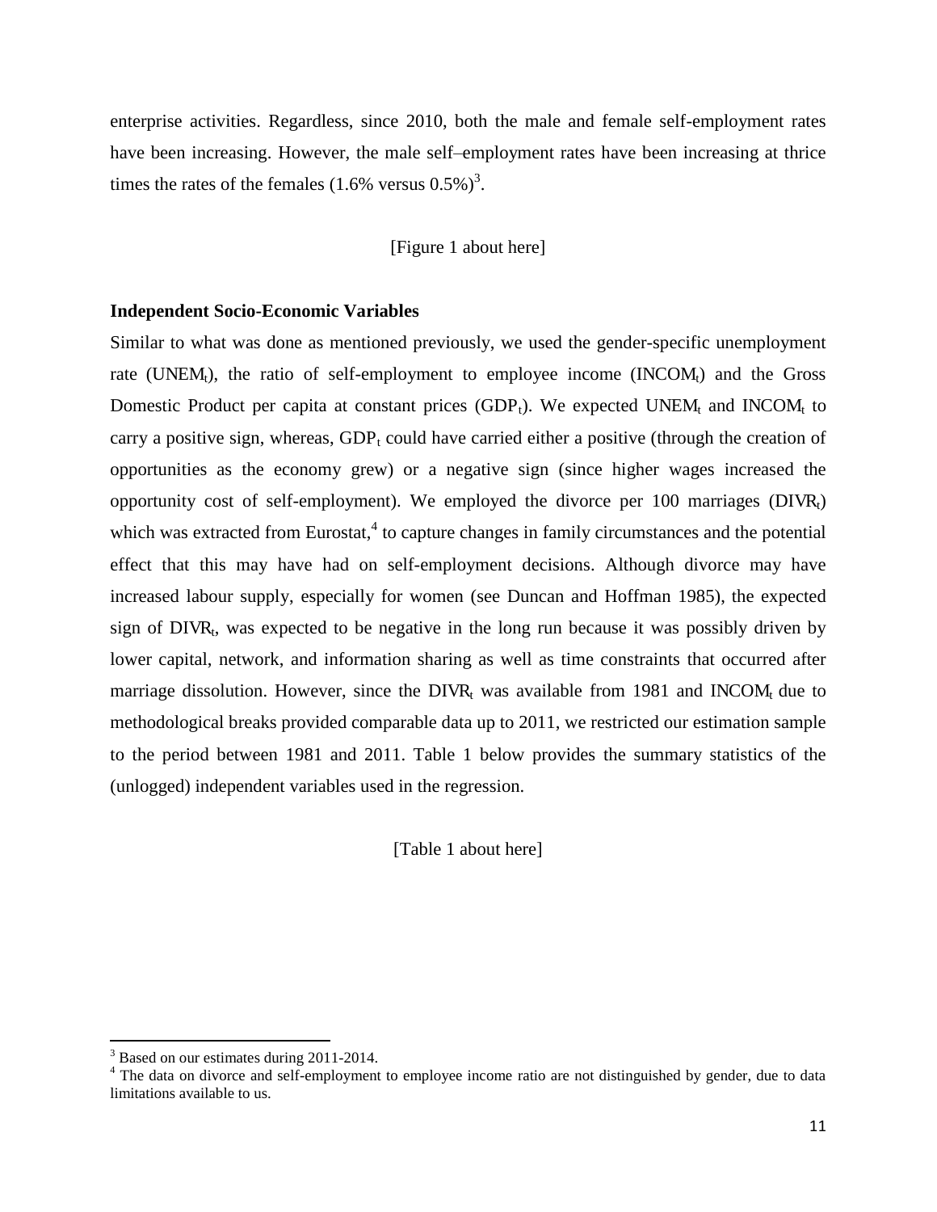enterprise activities. Regardless, since 2010, both the male and female self-employment rates have been increasing. However, the male self–employment rates have been increasing at thrice times the rates of the females (1.6% versus 0.5%)[3].

[Figure 1 about here]

**Independent Socio-Economic Variables**

Similar to what was done as mentioned previously, we used the gender-specific unemployment rate ($UNEM_t$), the ratio of self-employment to employee income ($INCOM_t$) and the Gross Domestic Product per capita at constant prices ($GDP_t$). We expected $UNEM_t$ and $INCOM_t$ to carry a positive sign, whereas, $GDP_t$ could have carried either a positive (through the creation of opportunities as the economy grew) or a negative sign (since higher wages increased the opportunity cost of self-employment). We employed the divorce per 100 marriages ($DIVR_t$) which was extracted from Eurostat,[4] to capture changes in family circumstances and the potential effect that this may have had on self-employment decisions. Although divorce may have increased labour supply, especially for women (see Duncan and Hoffman 1985), the expected sign of $DIVR_t$, was expected to be negative in the long run because it was possibly driven by lower capital, network, and information sharing as well as time constraints that occurred after marriage dissolution. However, since the $DIVR_t$ was available from 1981 and $INCOM_t$ due to methodological breaks provided comparable data up to 2011, we restricted our estimation sample to the period between 1981 and 2011. Table 1 below provides the summary statistics of the (unlogged) independent variables used in the regression.

[Table 1 about here]

[3] Based on our estimates during 2011-2014.

[4] The data on divorce and self-employment to employee income ratio are not distinguished by gender, due to data limitations available to us.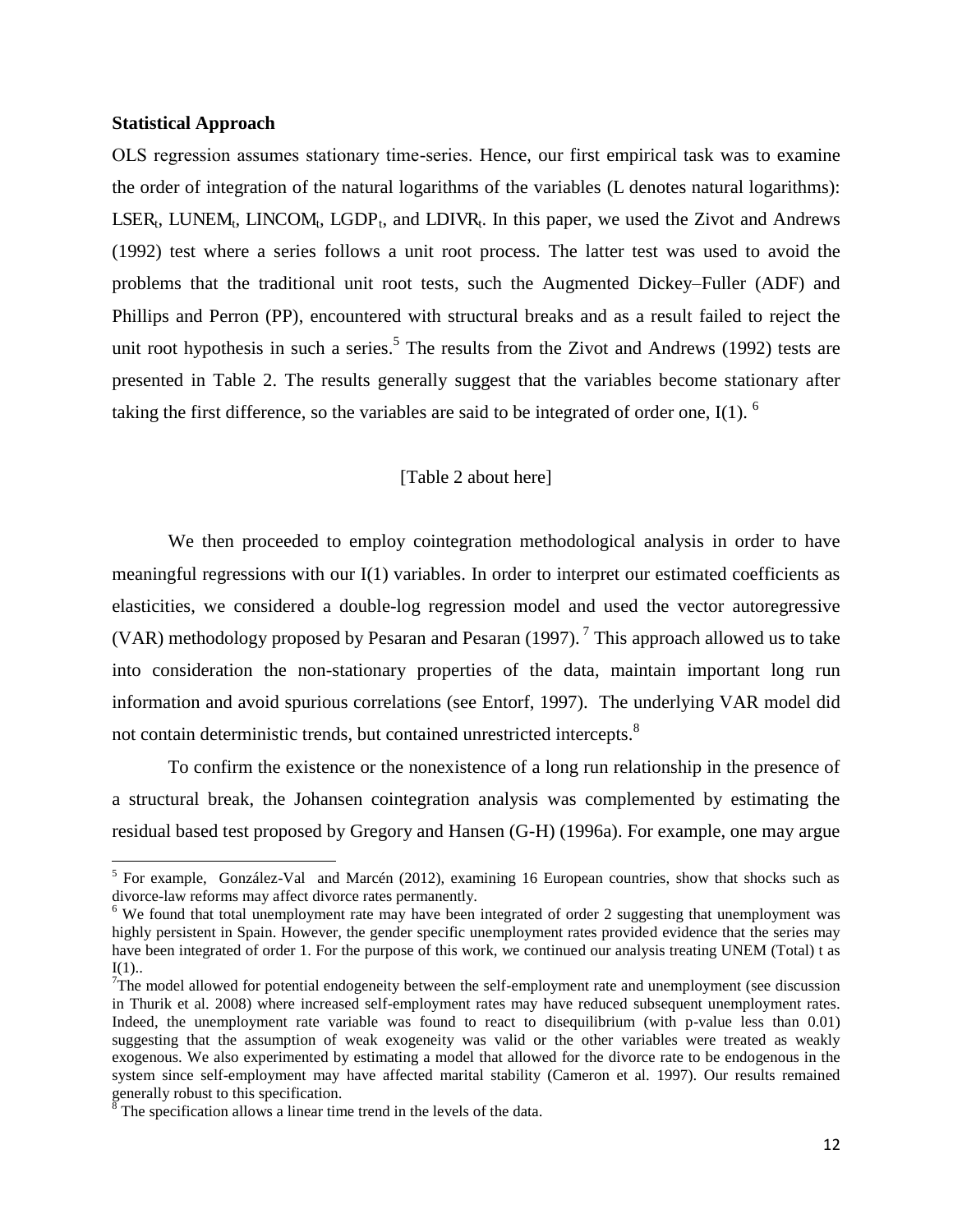**Statistical Approach**

OLS regression assumes stationary time-series. Hence, our first empirical task was to examine the order of integration of the natural logarithms of the variables (L denotes natural logarithms): $LSER_t$, $LUNEM_t$, $LINCOM_t$, $LGDP_t$, and $LDIVR_t$. In this paper, we used the Zivot and Andrews (1992) test where a series follows a unit root process. The latter test was used to avoid the problems that the traditional unit root tests, such the Augmented Dickey–Fuller (ADF) and Phillips and Perron (PP), encountered with structural breaks and as a result failed to reject the unit root hypothesis in such a series.[5] The results from the Zivot and Andrews (1992) tests are presented in Table 2. The results generally suggest that the variables become stationary after taking the first difference, so the variables are said to be integrated of order one, I(1). [6]

[Table 2 about here]

We then proceeded to employ cointegration methodological analysis in order to have meaningful regressions with our I(1) variables. In order to interpret our estimated coefficients as elasticities, we considered a double-log regression model and used the vector autoregressive (VAR) methodology proposed by Pesaran and Pesaran (1997). [7] This approach allowed us to take into consideration the non-stationary properties of the data, maintain important long run information and avoid spurious correlations (see Entorf, 1997). The underlying VAR model did not contain deterministic trends, but contained unrestricted intercepts.[8]

To confirm the existence or the nonexistence of a long run relationship in the presence of a structural break, the Johansen cointegration analysis was complemented by estimating the residual based test proposed by Gregory and Hansen (G-H) (1996a). For example, one may argue

---

[5] For example, González-Val and Marcén (2012), examining 16 European countries, show that shocks such as divorce-law reforms may affect divorce rates permanently.

[6] We found that total unemployment rate may have been integrated of order 2 suggesting that unemployment was highly persistent in Spain. However, the gender specific unemployment rates provided evidence that the series may have been integrated of order 1. For the purpose of this work, we continued our analysis treating UNEM (Total) t as I(1)..

[7] The model allowed for potential endogeneity between the self-employment rate and unemployment (see discussion in Thurik et al. 2008) where increased self-employment rates may have reduced subsequent unemployment rates. Indeed, the unemployment rate variable was found to react to disequilibrium (with p-value less than 0.01) suggesting that the assumption of weak exogeneity was valid or the other variables were treated as weakly exogenous. We also experimented by estimating a model that allowed for the divorce rate to be endogenous in the system since self-employment may have affected marital stability (Cameron et al. 1997). Our results remained generally robust to this specification.

[8] The specification allows a linear time trend in the levels of the data.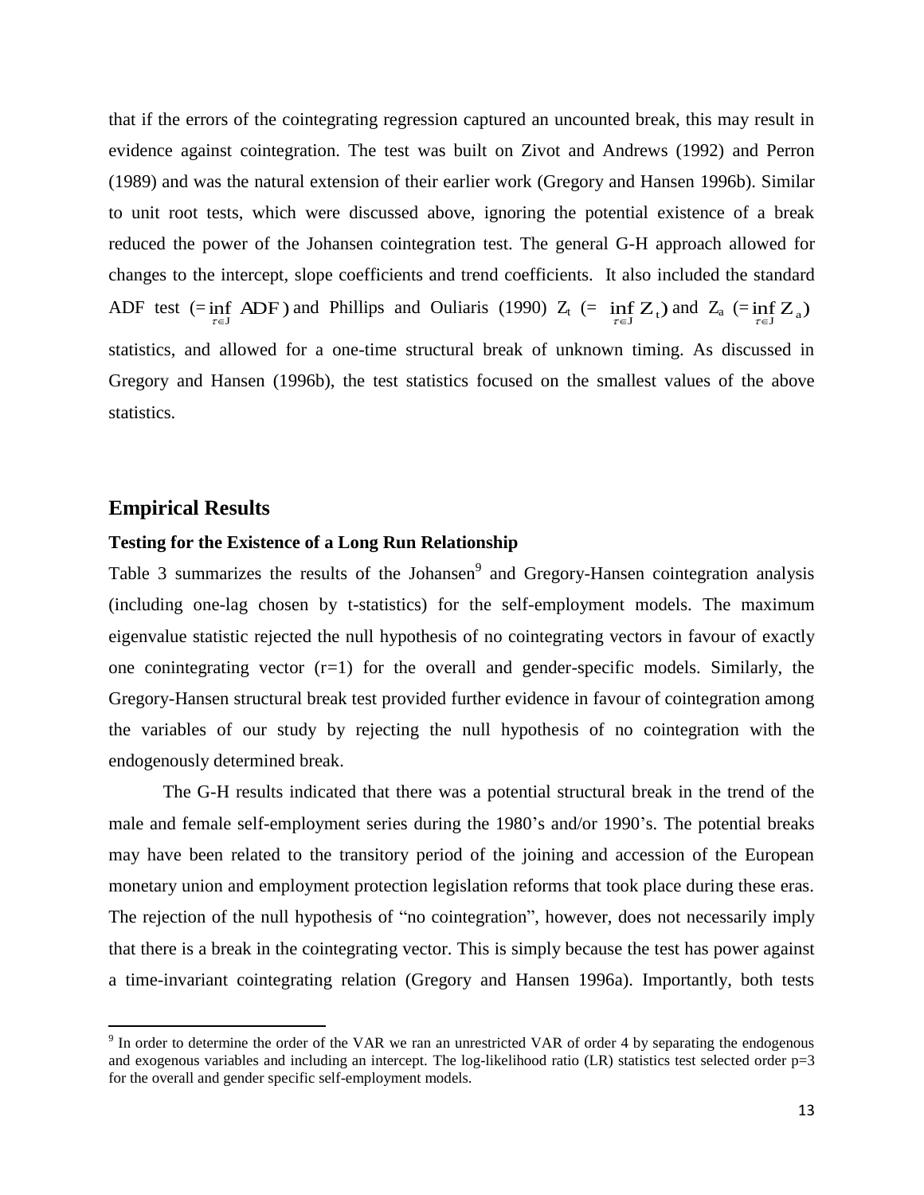that if the errors of the cointegrating regression captured an uncounted break, this may result in evidence against cointegration. The test was built on Zivot and Andrews (1992) and Perron (1989) and was the natural extension of their earlier work (Gregory and Hansen 1996b). Similar to unit root tests, which were discussed above, ignoring the potential existence of a break reduced the power of the Johansen cointegration test. The general G-H approach allowed for changes to the intercept, slope coefficients and trend coefficients. It also included the standard ADF test ($=\inf_{\tau \in J} \mathrm{ADF}$) and Phillips and Ouliaris (1990) $Z_t$ ($= \inf_{\tau \in J} Z_t$) and $Z_a$ ($=\inf_{\tau \in J} Z_a$) statistics, and allowed for a one-time structural break of unknown timing. As discussed in Gregory and Hansen (1996b), the test statistics focused on the smallest values of the above statistics.

## Empirical Results

### Testing for the Existence of a Long Run Relationship

Table 3 summarizes the results of the Johansen[9] and Gregory-Hansen cointegration analysis (including one-lag chosen by t-statistics) for the self-employment models. The maximum eigenvalue statistic rejected the null hypothesis of no cointegrating vectors in favour of exactly one conintegrating vector (r=1) for the overall and gender-specific models. Similarly, the Gregory-Hansen structural break test provided further evidence in favour of cointegration among the variables of our study by rejecting the null hypothesis of no cointegration with the endogenously determined break.

The G-H results indicated that there was a potential structural break in the trend of the male and female self-employment series during the 1980's and/or 1990's. The potential breaks may have been related to the transitory period of the joining and accession of the European monetary union and employment protection legislation reforms that took place during these eras. The rejection of the null hypothesis of "no cointegration", however, does not necessarily imply that there is a break in the cointegrating vector. This is simply because the test has power against a time-invariant cointegrating relation (Gregory and Hansen 1996a). Importantly, both tests

[9] In order to determine the order of the VAR we ran an unrestricted VAR of order 4 by separating the endogenous and exogenous variables and including an intercept. The log-likelihood ratio (LR) statistics test selected order p=3 for the overall and gender specific self-employment models.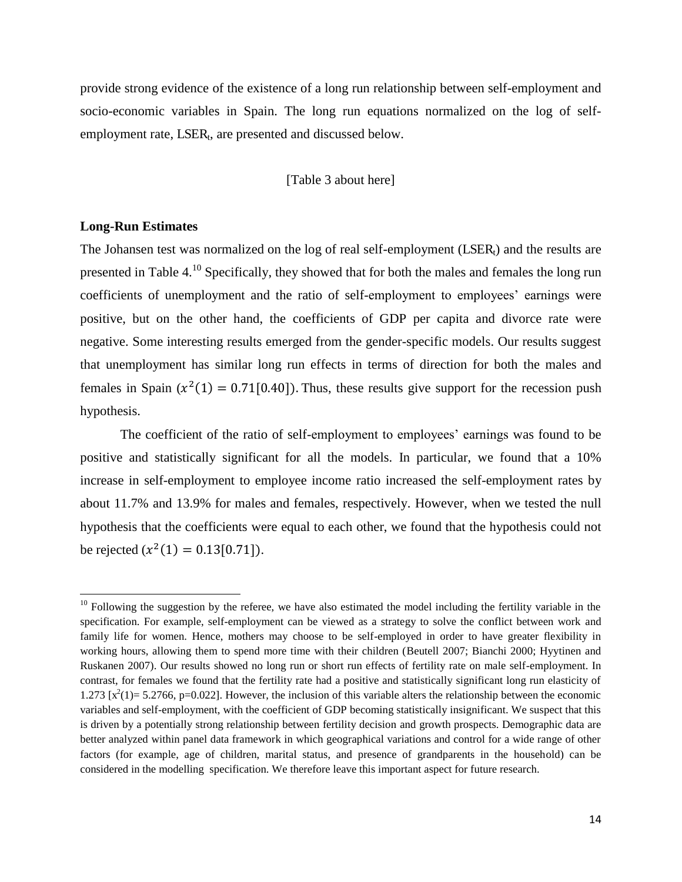provide strong evidence of the existence of a long run relationship between self-employment and socio-economic variables in Spain. The long run equations normalized on the log of self-employment rate, $LSER_t$, are presented and discussed below.

[Table 3 about here]

**Long-Run Estimates**

The Johansen test was normalized on the log of real self-employment ($LSER_t$) and the results are presented in Table 4.[10] Specifically, they showed that for both the males and females the long run coefficients of unemployment and the ratio of self-employment to employees' earnings were positive, but on the other hand, the coefficients of GDP per capita and divorce rate were negative. Some interesting results emerged from the gender-specific models. Our results suggest that unemployment has similar long run effects in terms of direction for both the males and females in Spain ($x^2(1) = 0.71[0.40]$). Thus, these results give support for the recession push hypothesis.

The coefficient of the ratio of self-employment to employees' earnings was found to be positive and statistically significant for all the models. In particular, we found that a 10% increase in self-employment to employee income ratio increased the self-employment rates by about 11.7% and 13.9% for males and females, respectively. However, when we tested the null hypothesis that the coefficients were equal to each other, we found that the hypothesis could not be rejected ($x^2(1) = 0.13[0.71]$).

[10] Following the suggestion by the referee, we have also estimated the model including the fertility variable in the specification. For example, self-employment can be viewed as a strategy to solve the conflict between work and family life for women. Hence, mothers may choose to be self-employed in order to have greater flexibility in working hours, allowing them to spend more time with their children (Beutell 2007; Bianchi 2000; Hyytinen and Ruskanen 2007). Our results showed no long run or short run effects of fertility rate on male self-employment. In contrast, for females we found that the fertility rate had a positive and statistically significant long run elasticity of 1.273 [$x^2(1)$= 5.2766, p=0.022]. However, the inclusion of this variable alters the relationship between the economic variables and self-employment, with the coefficient of GDP becoming statistically insignificant. We suspect that this is driven by a potentially strong relationship between fertility decision and growth prospects. Demographic data are better analyzed within panel data framework in which geographical variations and control for a wide range of other factors (for example, age of children, marital status, and presence of grandparents in the household) can be considered in the modelling specification. We therefore leave this important aspect for future research.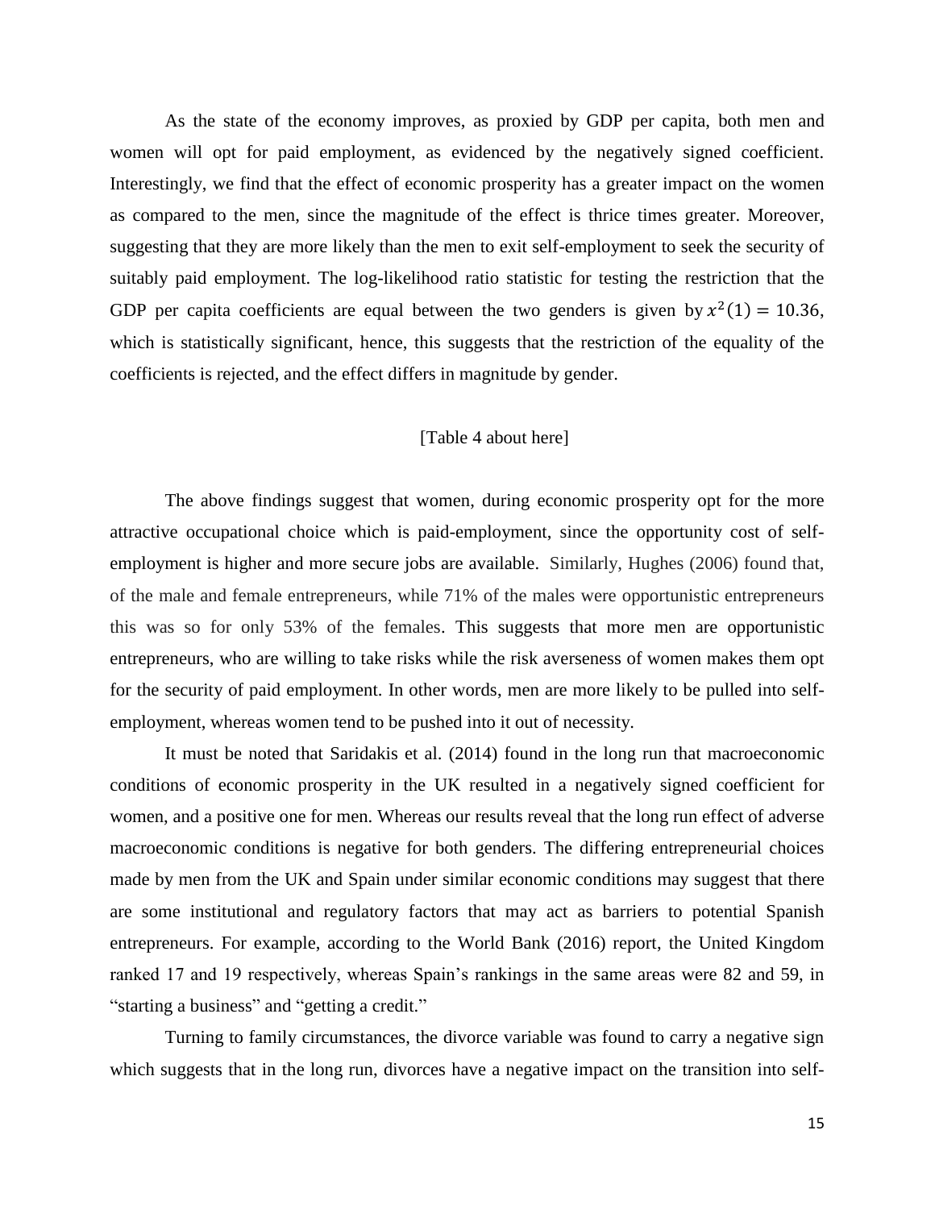As the state of the economy improves, as proxied by GDP per capita, both men and women will opt for paid employment, as evidenced by the negatively signed coefficient. Interestingly, we find that the effect of economic prosperity has a greater impact on the women as compared to the men, since the magnitude of the effect is thrice times greater. Moreover, suggesting that they are more likely than the men to exit self-employment to seek the security of suitably paid employment. The log-likelihood ratio statistic for testing the restriction that the GDP per capita coefficients are equal between the two genders is given by $x^2(1) = 10.36$, which is statistically significant, hence, this suggests that the restriction of the equality of the coefficients is rejected, and the effect differs in magnitude by gender.

[Table 4 about here]

The above findings suggest that women, during economic prosperity opt for the more attractive occupational choice which is paid-employment, since the opportunity cost of self-employment is higher and more secure jobs are available. Similarly, Hughes (2006) found that, of the male and female entrepreneurs, while 71% of the males were opportunistic entrepreneurs this was so for only 53% of the females. This suggests that more men are opportunistic entrepreneurs, who are willing to take risks while the risk averseness of women makes them opt for the security of paid employment. In other words, men are more likely to be pulled into self-employment, whereas women tend to be pushed into it out of necessity.

It must be noted that Saridakis et al. (2014) found in the long run that macroeconomic conditions of economic prosperity in the UK resulted in a negatively signed coefficient for women, and a positive one for men. Whereas our results reveal that the long run effect of adverse macroeconomic conditions is negative for both genders. The differing entrepreneurial choices made by men from the UK and Spain under similar economic conditions may suggest that there are some institutional and regulatory factors that may act as barriers to potential Spanish entrepreneurs. For example, according to the World Bank (2016) report, the United Kingdom ranked 17 and 19 respectively, whereas Spain's rankings in the same areas were 82 and 59, in "starting a business" and "getting a credit."

Turning to family circumstances, the divorce variable was found to carry a negative sign which suggests that in the long run, divorces have a negative impact on the transition into self-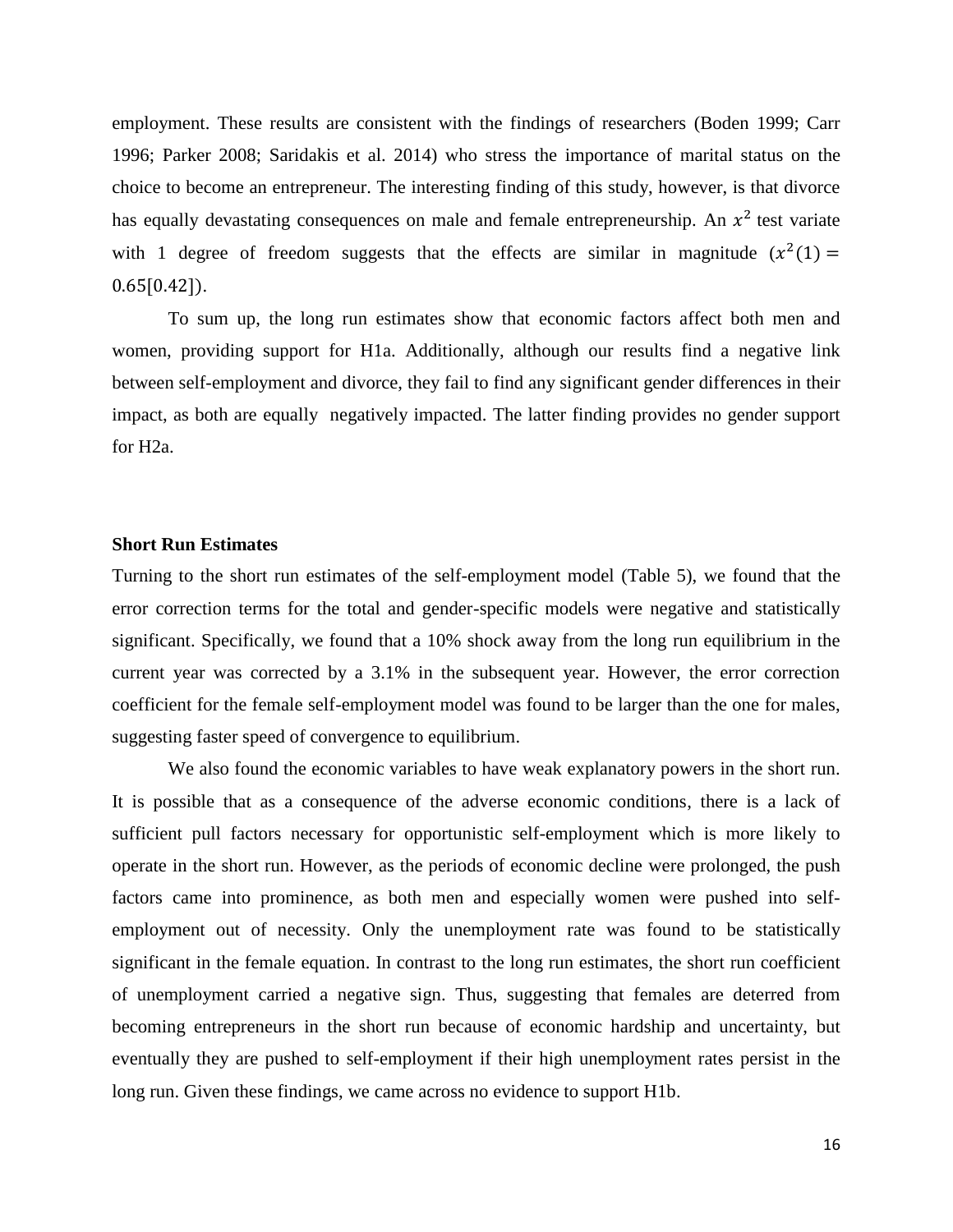employment. These results are consistent with the findings of researchers (Boden 1999; Carr 1996; Parker 2008; Saridakis et al. 2014) who stress the importance of marital status on the choice to become an entrepreneur. The interesting finding of this study, however, is that divorce has equally devastating consequences on male and female entrepreneurship. An $x^2$ test variate with 1 degree of freedom suggests that the effects are similar in magnitude ($x^2(1) = 0.65[0.42]$).

To sum up, the long run estimates show that economic factors affect both men and women, providing support for H1a. Additionally, although our results find a negative link between self-employment and divorce, they fail to find any significant gender differences in their impact, as both are equally negatively impacted. The latter finding provides no gender support for H2a.

**Short Run Estimates**

Turning to the short run estimates of the self-employment model (Table 5), we found that the error correction terms for the total and gender-specific models were negative and statistically significant. Specifically, we found that a 10% shock away from the long run equilibrium in the current year was corrected by a 3.1% in the subsequent year. However, the error correction coefficient for the female self-employment model was found to be larger than the one for males, suggesting faster speed of convergence to equilibrium.

We also found the economic variables to have weak explanatory powers in the short run. It is possible that as a consequence of the adverse economic conditions, there is a lack of sufficient pull factors necessary for opportunistic self-employment which is more likely to operate in the short run. However, as the periods of economic decline were prolonged, the push factors came into prominence, as both men and especially women were pushed into self-employment out of necessity. Only the unemployment rate was found to be statistically significant in the female equation. In contrast to the long run estimates, the short run coefficient of unemployment carried a negative sign. Thus, suggesting that females are deterred from becoming entrepreneurs in the short run because of economic hardship and uncertainty, but eventually they are pushed to self-employment if their high unemployment rates persist in the long run. Given these findings, we came across no evidence to support H1b.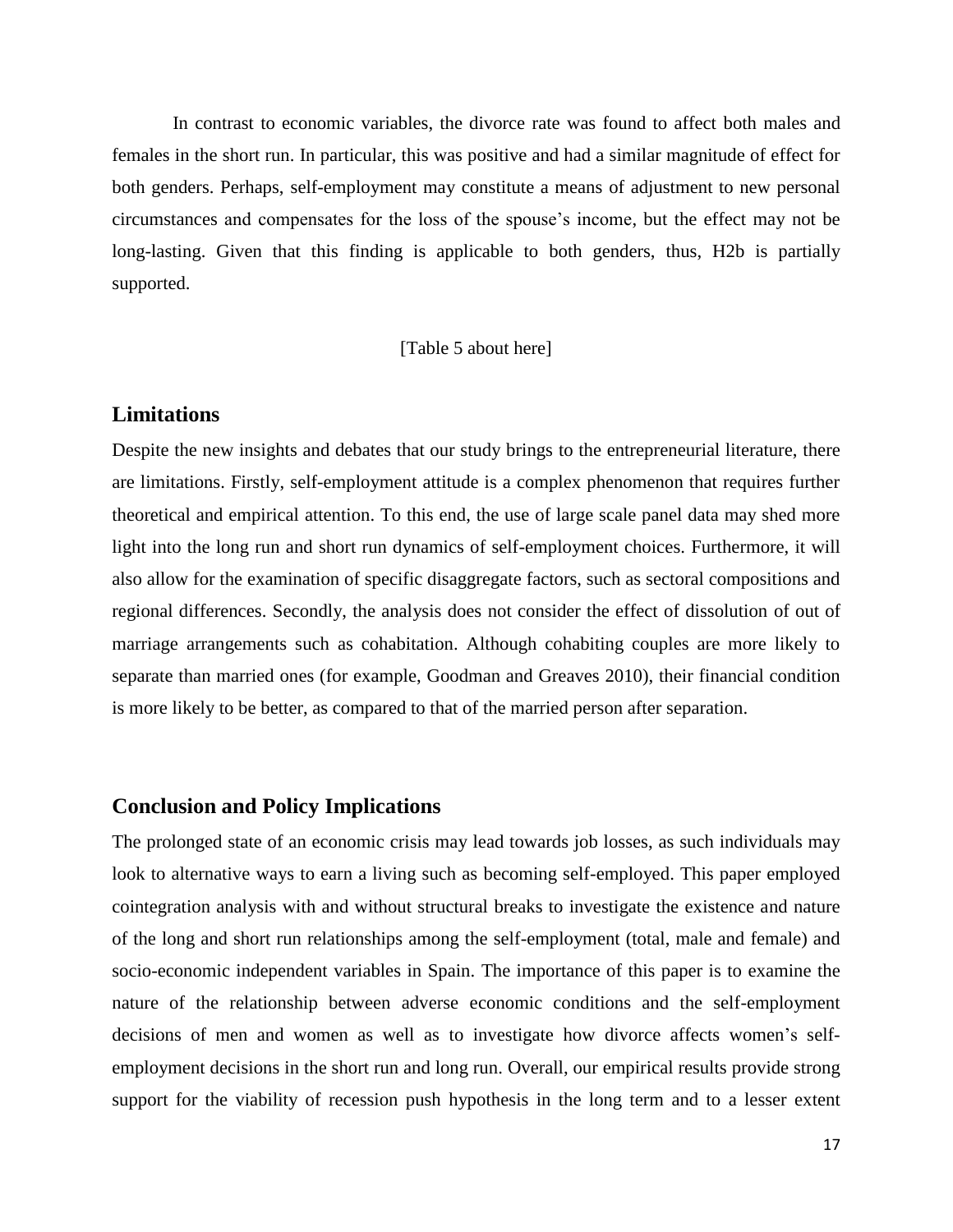In contrast to economic variables, the divorce rate was found to affect both males and females in the short run. In particular, this was positive and had a similar magnitude of effect for both genders. Perhaps, self-employment may constitute a means of adjustment to new personal circumstances and compensates for the loss of the spouse's income, but the effect may not be long-lasting. Given that this finding is applicable to both genders, thus, H2b is partially supported.

[Table 5 about here]

## Limitations

Despite the new insights and debates that our study brings to the entrepreneurial literature, there are limitations. Firstly, self-employment attitude is a complex phenomenon that requires further theoretical and empirical attention. To this end, the use of large scale panel data may shed more light into the long run and short run dynamics of self-employment choices. Furthermore, it will also allow for the examination of specific disaggregate factors, such as sectoral compositions and regional differences. Secondly, the analysis does not consider the effect of dissolution of out of marriage arrangements such as cohabitation. Although cohabiting couples are more likely to separate than married ones (for example, Goodman and Greaves 2010), their financial condition is more likely to be better, as compared to that of the married person after separation.

## Conclusion and Policy Implications

The prolonged state of an economic crisis may lead towards job losses, as such individuals may look to alternative ways to earn a living such as becoming self-employed. This paper employed cointegration analysis with and without structural breaks to investigate the existence and nature of the long and short run relationships among the self-employment (total, male and female) and socio-economic independent variables in Spain. The importance of this paper is to examine the nature of the relationship between adverse economic conditions and the self-employment decisions of men and women as well as to investigate how divorce affects women's self-employment decisions in the short run and long run. Overall, our empirical results provide strong support for the viability of recession push hypothesis in the long term and to a lesser extent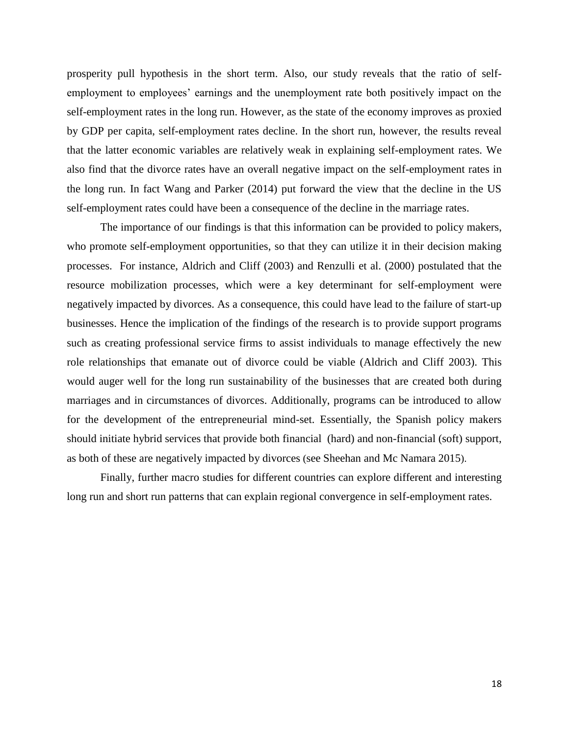prosperity pull hypothesis in the short term. Also, our study reveals that the ratio of self-employment to employees' earnings and the unemployment rate both positively impact on the self-employment rates in the long run. However, as the state of the economy improves as proxied by GDP per capita, self-employment rates decline. In the short run, however, the results reveal that the latter economic variables are relatively weak in explaining self-employment rates. We also find that the divorce rates have an overall negative impact on the self-employment rates in the long run. In fact Wang and Parker (2014) put forward the view that the decline in the US self-employment rates could have been a consequence of the decline in the marriage rates.

The importance of our findings is that this information can be provided to policy makers, who promote self-employment opportunities, so that they can utilize it in their decision making processes. For instance, Aldrich and Cliff (2003) and Renzulli et al. (2000) postulated that the resource mobilization processes, which were a key determinant for self-employment were negatively impacted by divorces. As a consequence, this could have lead to the failure of start-up businesses. Hence the implication of the findings of the research is to provide support programs such as creating professional service firms to assist individuals to manage effectively the new role relationships that emanate out of divorce could be viable (Aldrich and Cliff 2003). This would auger well for the long run sustainability of the businesses that are created both during marriages and in circumstances of divorces. Additionally, programs can be introduced to allow for the development of the entrepreneurial mind-set. Essentially, the Spanish policy makers should initiate hybrid services that provide both financial (hard) and non-financial (soft) support, as both of these are negatively impacted by divorces (see Sheehan and Mc Namara 2015).

Finally, further macro studies for different countries can explore different and interesting long run and short run patterns that can explain regional convergence in self-employment rates.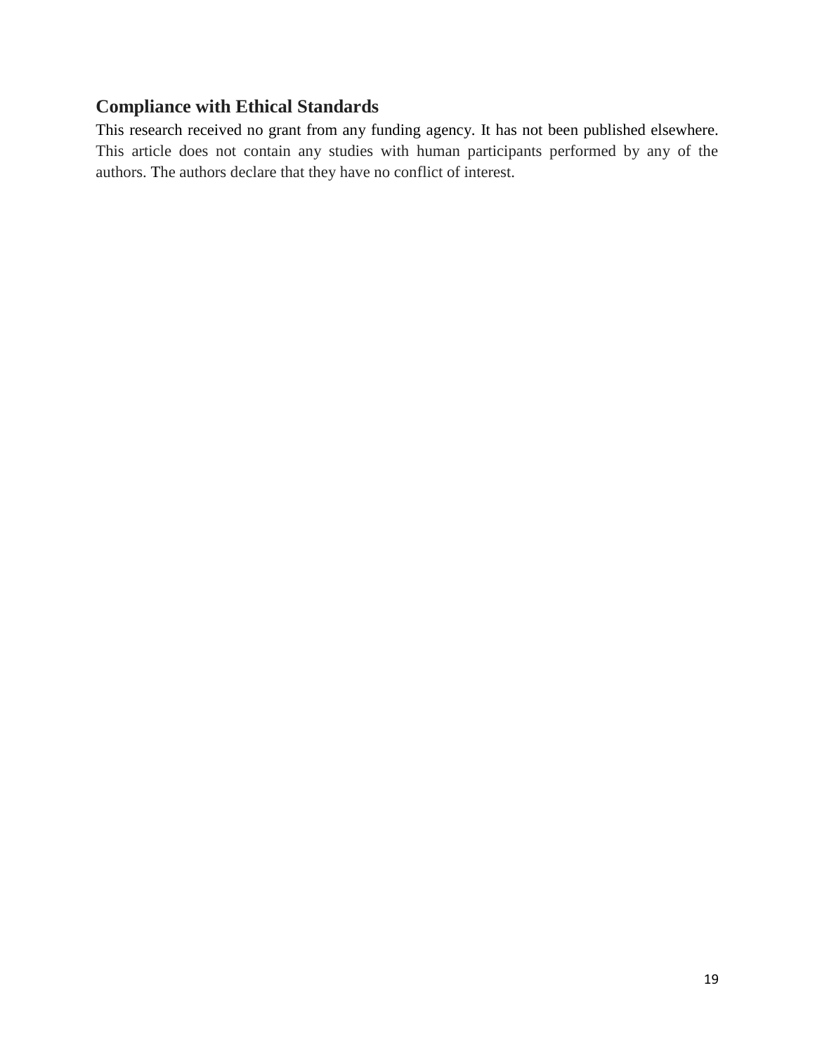## Compliance with Ethical Standards

This research received no grant from any funding agency. It has not been published elsewhere. This article does not contain any studies with human participants performed by any of the authors. The authors declare that they have no conflict of interest.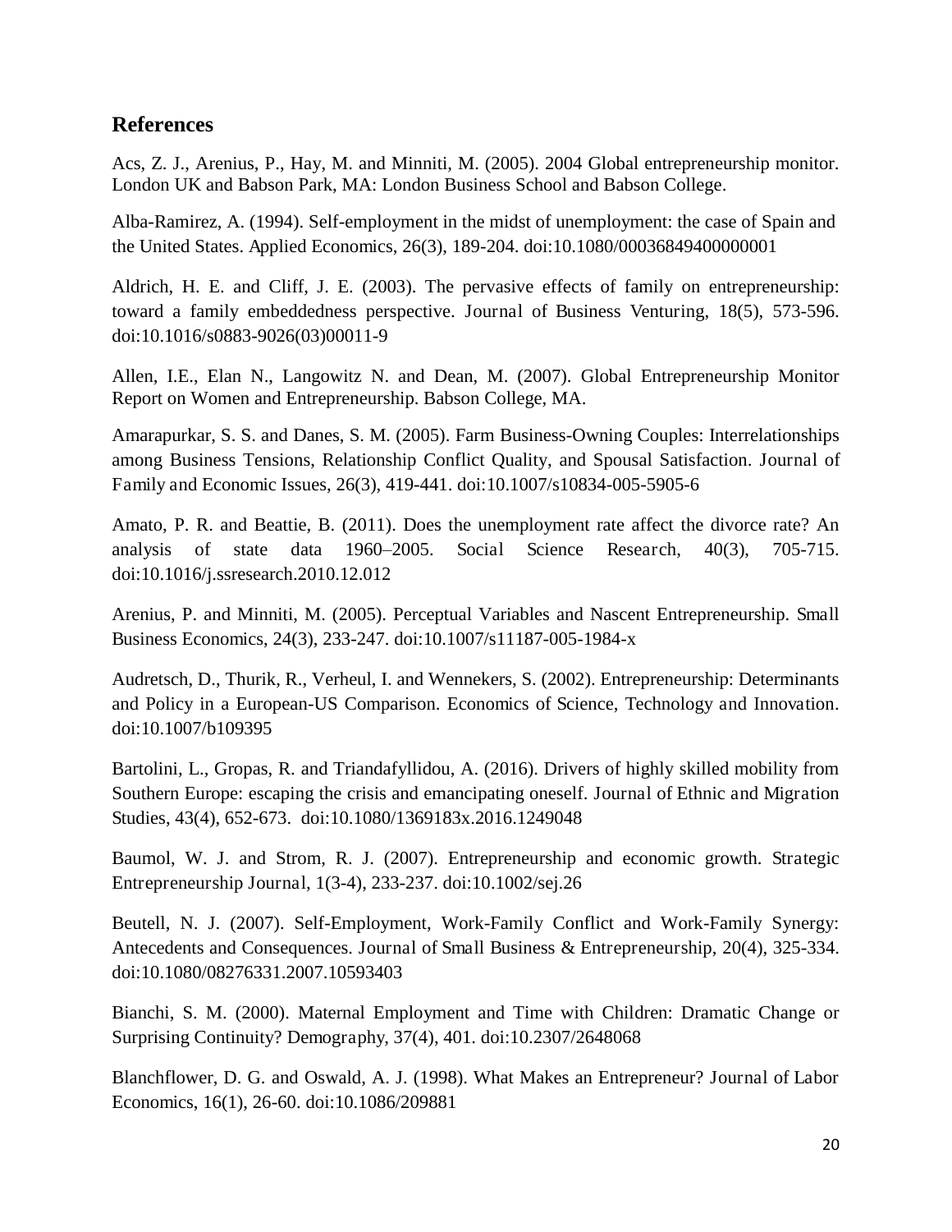## References

Acs, Z. J., Arenius, P., Hay, M. and Minniti, M. (2005). 2004 Global entrepreneurship monitor. London UK and Babson Park, MA: London Business School and Babson College.

Alba-Ramirez, A. (1994). Self-employment in the midst of unemployment: the case of Spain and the United States. Applied Economics, 26(3), 189-204. doi:10.1080/00036849400000001

Aldrich, H. E. and Cliff, J. E. (2003). The pervasive effects of family on entrepreneurship: toward a family embeddedness perspective. Journal of Business Venturing, 18(5), 573-596. doi:10.1016/s0883-9026(03)00011-9

Allen, I.E., Elan N., Langowitz N. and Dean, M. (2007). Global Entrepreneurship Monitor Report on Women and Entrepreneurship. Babson College, MA.

Amarapurkar, S. S. and Danes, S. M. (2005). Farm Business-Owning Couples: Interrelationships among Business Tensions, Relationship Conflict Quality, and Spousal Satisfaction. Journal of Family and Economic Issues, 26(3), 419-441. doi:10.1007/s10834-005-5905-6

Amato, P. R. and Beattie, B. (2011). Does the unemployment rate affect the divorce rate? An analysis of state data 1960–2005. Social Science Research, 40(3), 705-715. doi:10.1016/j.ssresearch.2010.12.012

Arenius, P. and Minniti, M. (2005). Perceptual Variables and Nascent Entrepreneurship. Small Business Economics, 24(3), 233-247. doi:10.1007/s11187-005-1984-x

Audretsch, D., Thurik, R., Verheul, I. and Wennekers, S. (2002). Entrepreneurship: Determinants and Policy in a European-US Comparison. Economics of Science, Technology and Innovation. doi:10.1007/b109395

Bartolini, L., Gropas, R. and Triandafyllidou, A. (2016). Drivers of highly skilled mobility from Southern Europe: escaping the crisis and emancipating oneself. Journal of Ethnic and Migration Studies, 43(4), 652-673. doi:10.1080/1369183x.2016.1249048

Baumol, W. J. and Strom, R. J. (2007). Entrepreneurship and economic growth. Strategic Entrepreneurship Journal, 1(3-4), 233-237. doi:10.1002/sej.26

Beutell, N. J. (2007). Self-Employment, Work-Family Conflict and Work-Family Synergy: Antecedents and Consequences. Journal of Small Business & Entrepreneurship, 20(4), 325-334. doi:10.1080/08276331.2007.10593403

Bianchi, S. M. (2000). Maternal Employment and Time with Children: Dramatic Change or Surprising Continuity? Demography, 37(4), 401. doi:10.2307/2648068

Blanchflower, D. G. and Oswald, A. J. (1998). What Makes an Entrepreneur? Journal of Labor Economics, 16(1), 26-60. doi:10.1086/209881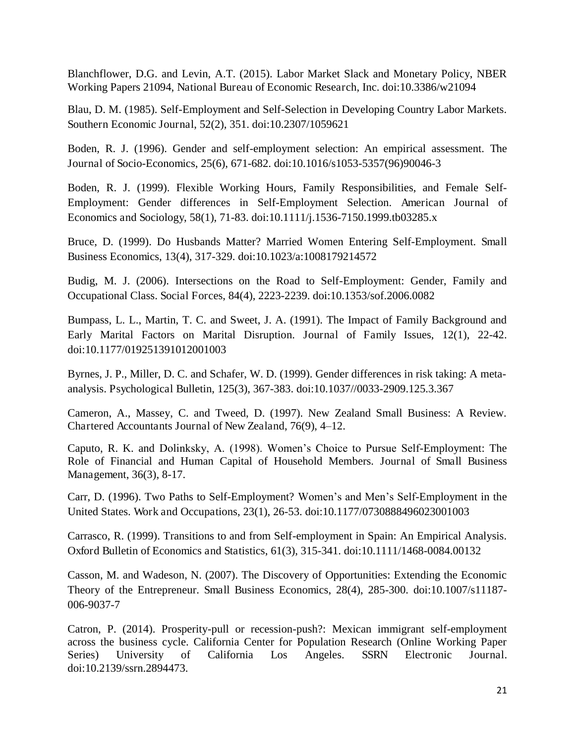Blanchflower, D.G. and Levin, A.T. (2015). Labor Market Slack and Monetary Policy, NBER Working Papers 21094, National Bureau of Economic Research, Inc. doi:10.3386/w21094

Blau, D. M. (1985). Self-Employment and Self-Selection in Developing Country Labor Markets. Southern Economic Journal, 52(2), 351. doi:10.2307/1059621

Boden, R. J. (1996). Gender and self-employment selection: An empirical assessment. The Journal of Socio-Economics, 25(6), 671-682. doi:10.1016/s1053-5357(96)90046-3

Boden, R. J. (1999). Flexible Working Hours, Family Responsibilities, and Female Self-Employment: Gender differences in Self-Employment Selection. American Journal of Economics and Sociology, 58(1), 71-83. doi:10.1111/j.1536-7150.1999.tb03285.x

Bruce, D. (1999). Do Husbands Matter? Married Women Entering Self-Employment. Small Business Economics, 13(4), 317-329. doi:10.1023/a:1008179214572

Budig, M. J. (2006). Intersections on the Road to Self-Employment: Gender, Family and Occupational Class. Social Forces, 84(4), 2223-2239. doi:10.1353/sof.2006.0082

Bumpass, L. L., Martin, T. C. and Sweet, J. A. (1991). The Impact of Family Background and Early Marital Factors on Marital Disruption. Journal of Family Issues, 12(1), 22-42. doi:10.1177/019251391012001003

Byrnes, J. P., Miller, D. C. and Schafer, W. D. (1999). Gender differences in risk taking: A meta-analysis. Psychological Bulletin, 125(3), 367-383. doi:10.1037//0033-2909.125.3.367

Cameron, A., Massey, C. and Tweed, D. (1997). New Zealand Small Business: A Review. Chartered Accountants Journal of New Zealand, 76(9), 4–12.

Caputo, R. K. and Dolinksky, A. (1998). Women's Choice to Pursue Self-Employment: The Role of Financial and Human Capital of Household Members. Journal of Small Business Management, 36(3), 8-17.

Carr, D. (1996). Two Paths to Self-Employment? Women's and Men's Self-Employment in the United States. Work and Occupations, 23(1), 26-53. doi:10.1177/0730888496023001003

Carrasco, R. (1999). Transitions to and from Self-employment in Spain: An Empirical Analysis. Oxford Bulletin of Economics and Statistics, 61(3), 315-341. doi:10.1111/1468-0084.00132

Casson, M. and Wadeson, N. (2007). The Discovery of Opportunities: Extending the Economic Theory of the Entrepreneur. Small Business Economics, 28(4), 285-300. doi:10.1007/s11187-006-9037-7

Catron, P. (2014). Prosperity-pull or recession-push?: Mexican immigrant self-employment across the business cycle. California Center for Population Research (Online Working Paper Series) University of California Los Angeles. SSRN Electronic Journal. doi:10.2139/ssrn.2894473.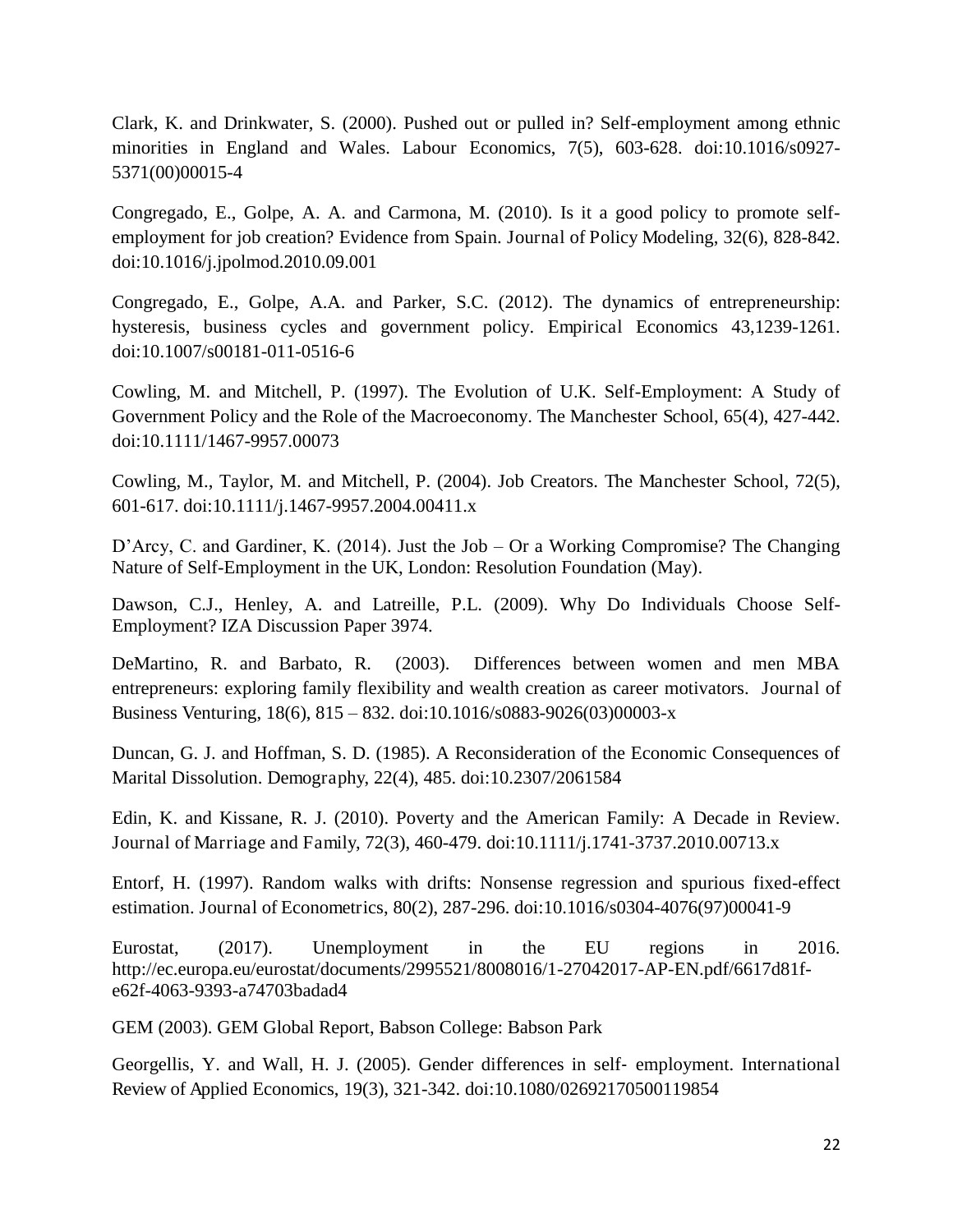Clark, K. and Drinkwater, S. (2000). Pushed out or pulled in? Self-employment among ethnic minorities in England and Wales. Labour Economics, 7(5), 603-628. doi:10.1016/s0927-5371(00)00015-4

Congregado, E., Golpe, A. A. and Carmona, M. (2010). Is it a good policy to promote self-employment for job creation? Evidence from Spain. Journal of Policy Modeling, 32(6), 828-842. doi:10.1016/j.jpolmod.2010.09.001

Congregado, E., Golpe, A.A. and Parker, S.C. (2012). The dynamics of entrepreneurship: hysteresis, business cycles and government policy. Empirical Economics 43,1239-1261. doi:10.1007/s00181-011-0516-6

Cowling, M. and Mitchell, P. (1997). The Evolution of U.K. Self-Employment: A Study of Government Policy and the Role of the Macroeconomy. The Manchester School, 65(4), 427-442. doi:10.1111/1467-9957.00073

Cowling, M., Taylor, M. and Mitchell, P. (2004). Job Creators. The Manchester School, 72(5), 601-617. doi:10.1111/j.1467-9957.2004.00411.x

D'Arcy, C. and Gardiner, K. (2014). Just the Job – Or a Working Compromise? The Changing Nature of Self-Employment in the UK, London: Resolution Foundation (May).

Dawson, C.J., Henley, A. and Latreille, P.L. (2009). Why Do Individuals Choose Self-Employment? IZA Discussion Paper 3974.

DeMartino, R. and Barbato, R. (2003). Differences between women and men MBA entrepreneurs: exploring family flexibility and wealth creation as career motivators. Journal of Business Venturing, 18(6), 815 – 832. doi:10.1016/s0883-9026(03)00003-x

Duncan, G. J. and Hoffman, S. D. (1985). A Reconsideration of the Economic Consequences of Marital Dissolution. Demography, 22(4), 485. doi:10.2307/2061584

Edin, K. and Kissane, R. J. (2010). Poverty and the American Family: A Decade in Review. Journal of Marriage and Family, 72(3), 460-479. doi:10.1111/j.1741-3737.2010.00713.x

Entorf, H. (1997). Random walks with drifts: Nonsense regression and spurious fixed-effect estimation. Journal of Econometrics, 80(2), 287-296. doi:10.1016/s0304-4076(97)00041-9

Eurostat, (2017). Unemployment in the EU regions in 2016. http://ec.europa.eu/eurostat/documents/2995521/8008016/1-27042017-AP-EN.pdf/6617d81f-e62f-4063-9393-a74703badad4

GEM (2003). GEM Global Report, Babson College: Babson Park

Georgellis, Y. and Wall, H. J. (2005). Gender differences in self- employment. International Review of Applied Economics, 19(3), 321-342. doi:10.1080/02692170500119854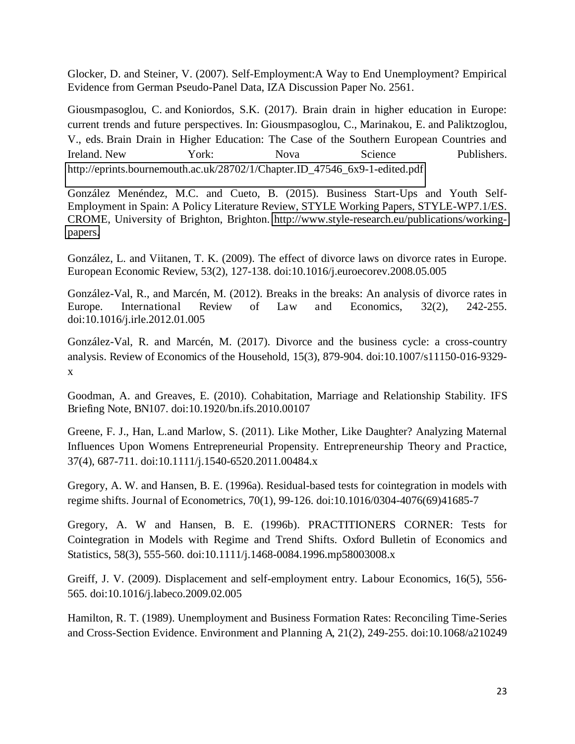Glocker, D. and Steiner, V. (2007). Self-Employment:A Way to End Unemployment? Empirical Evidence from German Pseudo-Panel Data, IZA Discussion Paper No. 2561.

Giousmpasoglou, C. and Koniordos, S.K. (2017). Brain drain in higher education in Europe: current trends and future perspectives. In: Giousmpasoglou, C., Marinakou, E. and Paliktzoglou, V., eds. Brain Drain in Higher Education: The Case of the Southern European Countries and Ireland. New York: Nova Science Publishers. http://eprints.bournemouth.ac.uk/28702/1/Chapter.ID_47546_6x9-1-edited.pdf

González Menéndez, M.C. and Cueto, B. (2015). Business Start-Ups and Youth Self-Employment in Spain: A Policy Literature Review, STYLE Working Papers, STYLE-WP7.1/ES. CROME, University of Brighton, Brighton. http://www.style-research.eu/publications/working-papers.

González, L. and Viitanen, T. K. (2009). The effect of divorce laws on divorce rates in Europe. European Economic Review, 53(2), 127-138. doi:10.1016/j.euroecorev.2008.05.005

González-Val, R., and Marcén, M. (2012). Breaks in the breaks: An analysis of divorce rates in Europe. International Review of Law and Economics, 32(2), 242-255. doi:10.1016/j.irle.2012.01.005

González-Val, R. and Marcén, M. (2017). Divorce and the business cycle: a cross-country analysis. Review of Economics of the Household, 15(3), 879-904. doi:10.1007/s11150-016-9329-x

Goodman, A. and Greaves, E. (2010). Cohabitation, Marriage and Relationship Stability. IFS Briefing Note, BN107. doi:10.1920/bn.ifs.2010.00107

Greene, F. J., Han, L.and Marlow, S. (2011). Like Mother, Like Daughter? Analyzing Maternal Influences Upon Womens Entrepreneurial Propensity. Entrepreneurship Theory and Practice, 37(4), 687-711. doi:10.1111/j.1540-6520.2011.00484.x

Gregory, A. W. and Hansen, B. E. (1996a). Residual-based tests for cointegration in models with regime shifts. Journal of Econometrics, 70(1), 99-126. doi:10.1016/0304-4076(69)41685-7

Gregory, A. W and Hansen, B. E. (1996b). PRACTITIONERS CORNER: Tests for Cointegration in Models with Regime and Trend Shifts. Oxford Bulletin of Economics and Statistics, 58(3), 555-560. doi:10.1111/j.1468-0084.1996.mp58003008.x

Greiff, J. V. (2009). Displacement and self-employment entry. Labour Economics, 16(5), 556-565. doi:10.1016/j.labeco.2009.02.005

Hamilton, R. T. (1989). Unemployment and Business Formation Rates: Reconciling Time-Series and Cross-Section Evidence. Environment and Planning A, 21(2), 249-255. doi:10.1068/a210249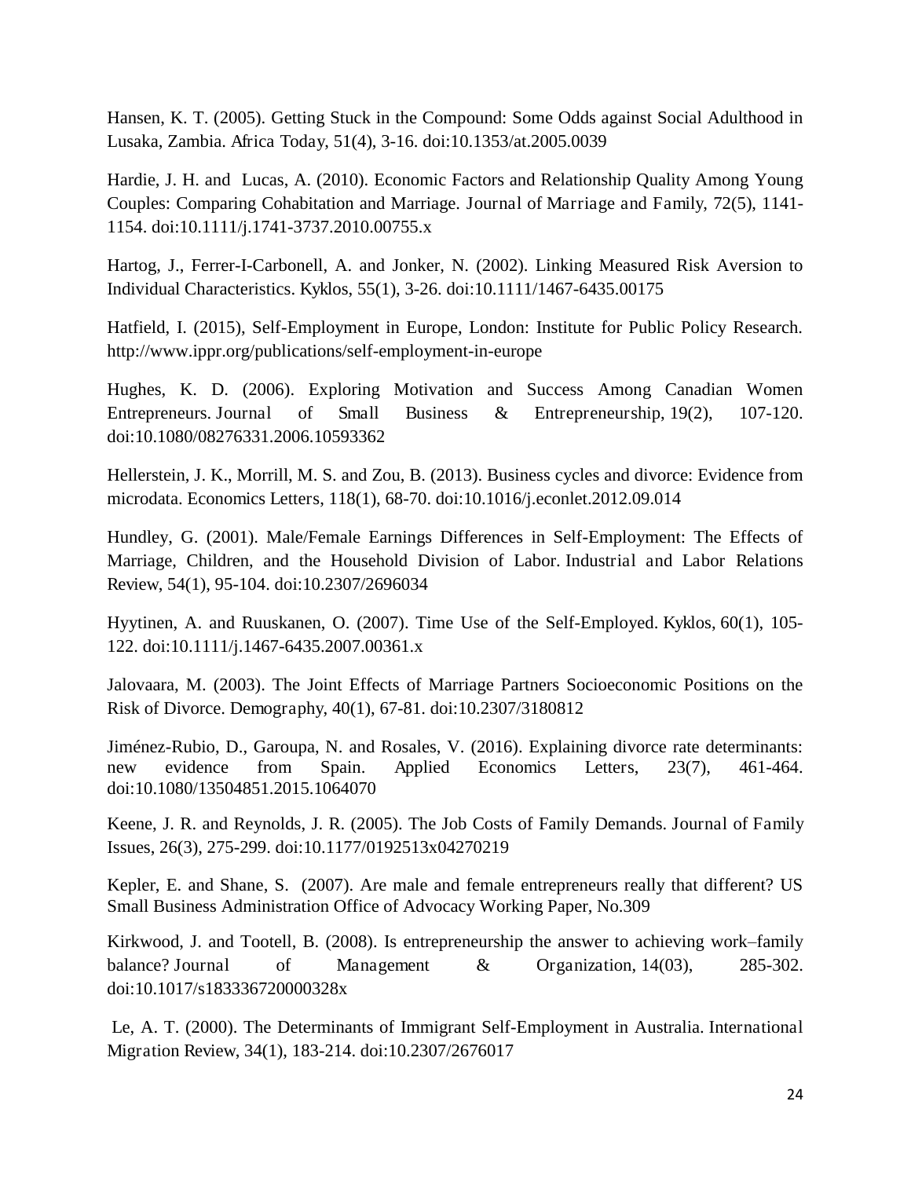Hansen, K. T. (2005). Getting Stuck in the Compound: Some Odds against Social Adulthood in Lusaka, Zambia. Africa Today, 51(4), 3-16. doi:10.1353/at.2005.0039

Hardie, J. H. and Lucas, A. (2010). Economic Factors and Relationship Quality Among Young Couples: Comparing Cohabitation and Marriage. Journal of Marriage and Family, 72(5), 1141-1154. doi:10.1111/j.1741-3737.2010.00755.x

Hartog, J., Ferrer-I-Carbonell, A. and Jonker, N. (2002). Linking Measured Risk Aversion to Individual Characteristics. Kyklos, 55(1), 3-26. doi:10.1111/1467-6435.00175

Hatfield, I. (2015), Self-Employment in Europe, London: Institute for Public Policy Research. http://www.ippr.org/publications/self-employment-in-europe

Hughes, K. D. (2006). Exploring Motivation and Success Among Canadian Women Entrepreneurs. Journal of Small Business & Entrepreneurship, 19(2), 107-120. doi:10.1080/08276331.2006.10593362

Hellerstein, J. K., Morrill, M. S. and Zou, B. (2013). Business cycles and divorce: Evidence from microdata. Economics Letters, 118(1), 68-70. doi:10.1016/j.econlet.2012.09.014

Hundley, G. (2001). Male/Female Earnings Differences in Self-Employment: The Effects of Marriage, Children, and the Household Division of Labor. Industrial and Labor Relations Review, 54(1), 95-104. doi:10.2307/2696034

Hyytinen, A. and Ruuskanen, O. (2007). Time Use of the Self-Employed. Kyklos, 60(1), 105-122. doi:10.1111/j.1467-6435.2007.00361.x

Jalovaara, M. (2003). The Joint Effects of Marriage Partners Socioeconomic Positions on the Risk of Divorce. Demography, 40(1), 67-81. doi:10.2307/3180812

Jiménez-Rubio, D., Garoupa, N. and Rosales, V. (2016). Explaining divorce rate determinants: new evidence from Spain. Applied Economics Letters, 23(7), 461-464. doi:10.1080/13504851.2015.1064070

Keene, J. R. and Reynolds, J. R. (2005). The Job Costs of Family Demands. Journal of Family Issues, 26(3), 275-299. doi:10.1177/0192513x04270219

Kepler, E. and Shane, S. (2007). Are male and female entrepreneurs really that different? US Small Business Administration Office of Advocacy Working Paper, No.309

Kirkwood, J. and Tootell, B. (2008). Is entrepreneurship the answer to achieving work–family balance? Journal of Management & Organization, 14(03), 285-302. doi:10.1017/s183336720000328x

Le, A. T. (2000). The Determinants of Immigrant Self-Employment in Australia. International Migration Review, 34(1), 183-214. doi:10.2307/2676017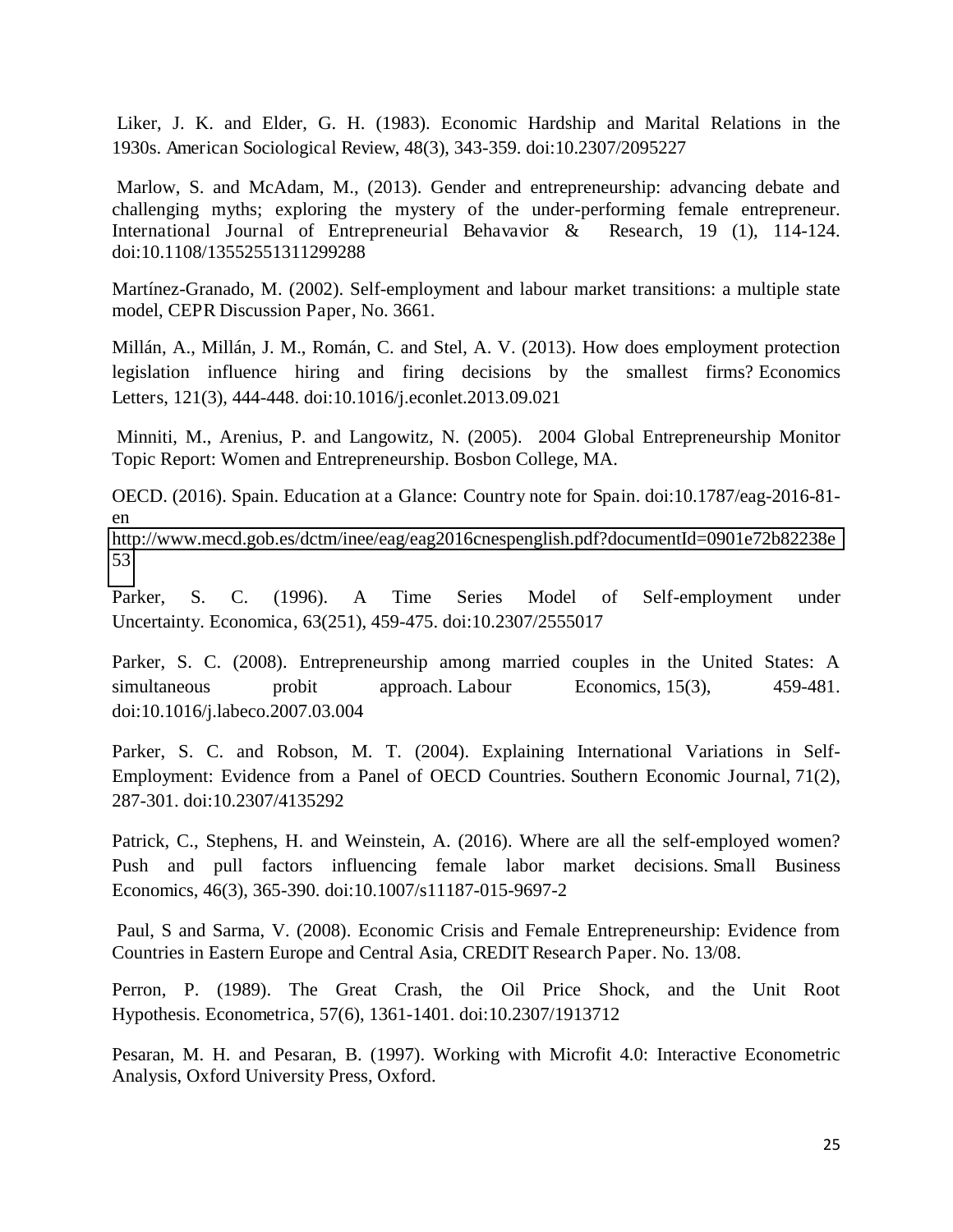Liker, J. K. and Elder, G. H. (1983). Economic Hardship and Marital Relations in the 1930s. American Sociological Review, 48(3), 343-359. doi:10.2307/2095227

Marlow, S. and McAdam, M., (2013). Gender and entrepreneurship: advancing debate and challenging myths; exploring the mystery of the under-performing female entrepreneur. International Journal of Entrepreneurial Behavavior & Research, 19 (1), 114-124. doi:10.1108/13552551311299288

Martínez-Granado, M. (2002). Self-employment and labour market transitions: a multiple state model, CEPR Discussion Paper, No. 3661.

Millán, A., Millán, J. M., Román, C. and Stel, A. V. (2013). How does employment protection legislation influence hiring and firing decisions by the smallest firms? Economics Letters, 121(3), 444-448. doi:10.1016/j.econlet.2013.09.021

Minniti, M., Arenius, P. and Langowitz, N. (2005). 2004 Global Entrepreneurship Monitor Topic Report: Women and Entrepreneurship. Bosbon College, MA.

OECD. (2016). Spain. Education at a Glance: Country note for Spain. doi:10.1787/eag-2016-81-en
http://www.mecd.gob.es/dctm/inee/eag/eag2016cnespenglish.pdf?documentId=0901e72b82238e53

Parker, S. C. (1996). A Time Series Model of Self-employment under Uncertainty. Economica, 63(251), 459-475. doi:10.2307/2555017

Parker, S. C. (2008). Entrepreneurship among married couples in the United States: A simultaneous probit approach. Labour Economics, 15(3), 459-481. doi:10.1016/j.labeco.2007.03.004

Parker, S. C. and Robson, M. T. (2004). Explaining International Variations in Self-Employment: Evidence from a Panel of OECD Countries. Southern Economic Journal, 71(2), 287-301. doi:10.2307/4135292

Patrick, C., Stephens, H. and Weinstein, A. (2016). Where are all the self-employed women? Push and pull factors influencing female labor market decisions. Small Business Economics, 46(3), 365-390. doi:10.1007/s11187-015-9697-2

Paul, S and Sarma, V. (2008). Economic Crisis and Female Entrepreneurship: Evidence from Countries in Eastern Europe and Central Asia, CREDIT Research Paper. No. 13/08.

Perron, P. (1989). The Great Crash, the Oil Price Shock, and the Unit Root Hypothesis. Econometrica, 57(6), 1361-1401. doi:10.2307/1913712

Pesaran, M. H. and Pesaran, B. (1997). Working with Microfit 4.0: Interactive Econometric Analysis, Oxford University Press, Oxford.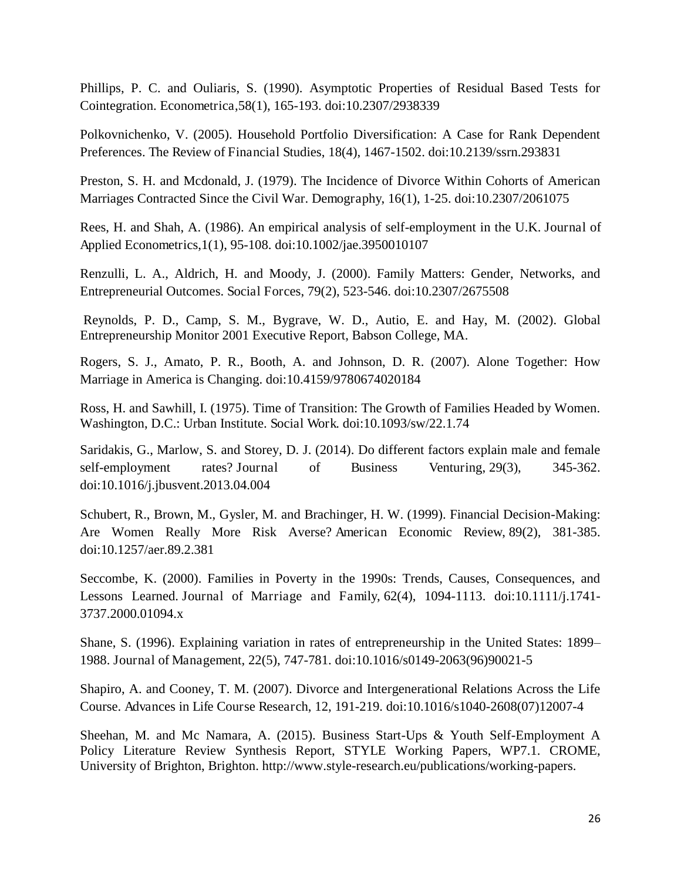Phillips, P. C. and Ouliaris, S. (1990). Asymptotic Properties of Residual Based Tests for Cointegration. Econometrica,58(1), 165-193. doi:10.2307/2938339

Polkovnichenko, V. (2005). Household Portfolio Diversification: A Case for Rank Dependent Preferences. The Review of Financial Studies, 18(4), 1467-1502. doi:10.2139/ssrn.293831

Preston, S. H. and Mcdonald, J. (1979). The Incidence of Divorce Within Cohorts of American Marriages Contracted Since the Civil War. Demography, 16(1), 1-25. doi:10.2307/2061075

Rees, H. and Shah, A. (1986). An empirical analysis of self-employment in the U.K. Journal of Applied Econometrics,1(1), 95-108. doi:10.1002/jae.3950010107

Renzulli, L. A., Aldrich, H. and Moody, J. (2000). Family Matters: Gender, Networks, and Entrepreneurial Outcomes. Social Forces, 79(2), 523-546. doi:10.2307/2675508

Reynolds, P. D., Camp, S. M., Bygrave, W. D., Autio, E. and Hay, M. (2002). Global Entrepreneurship Monitor 2001 Executive Report, Babson College, MA.

Rogers, S. J., Amato, P. R., Booth, A. and Johnson, D. R. (2007). Alone Together: How Marriage in America is Changing. doi:10.4159/9780674020184

Ross, H. and Sawhill, I. (1975). Time of Transition: The Growth of Families Headed by Women. Washington, D.C.: Urban Institute. Social Work. doi:10.1093/sw/22.1.74

Saridakis, G., Marlow, S. and Storey, D. J. (2014). Do different factors explain male and female self-employment rates? Journal of Business Venturing, 29(3), 345-362. doi:10.1016/j.jbusvent.2013.04.004

Schubert, R., Brown, M., Gysler, M. and Brachinger, H. W. (1999). Financial Decision-Making: Are Women Really More Risk Averse? American Economic Review, 89(2), 381-385. doi:10.1257/aer.89.2.381

Seccombe, K. (2000). Families in Poverty in the 1990s: Trends, Causes, Consequences, and Lessons Learned. Journal of Marriage and Family, 62(4), 1094-1113. doi:10.1111/j.1741-3737.2000.01094.x

Shane, S. (1996). Explaining variation in rates of entrepreneurship in the United States: 1899–1988. Journal of Management, 22(5), 747-781. doi:10.1016/s0149-2063(96)90021-5

Shapiro, A. and Cooney, T. M. (2007). Divorce and Intergenerational Relations Across the Life Course. Advances in Life Course Research, 12, 191-219. doi:10.1016/s1040-2608(07)12007-4

Sheehan, M. and Mc Namara, A. (2015). Business Start-Ups & Youth Self-Employment A Policy Literature Review Synthesis Report, STYLE Working Papers, WP7.1. CROME, University of Brighton, Brighton. http://www.style-research.eu/publications/working-papers.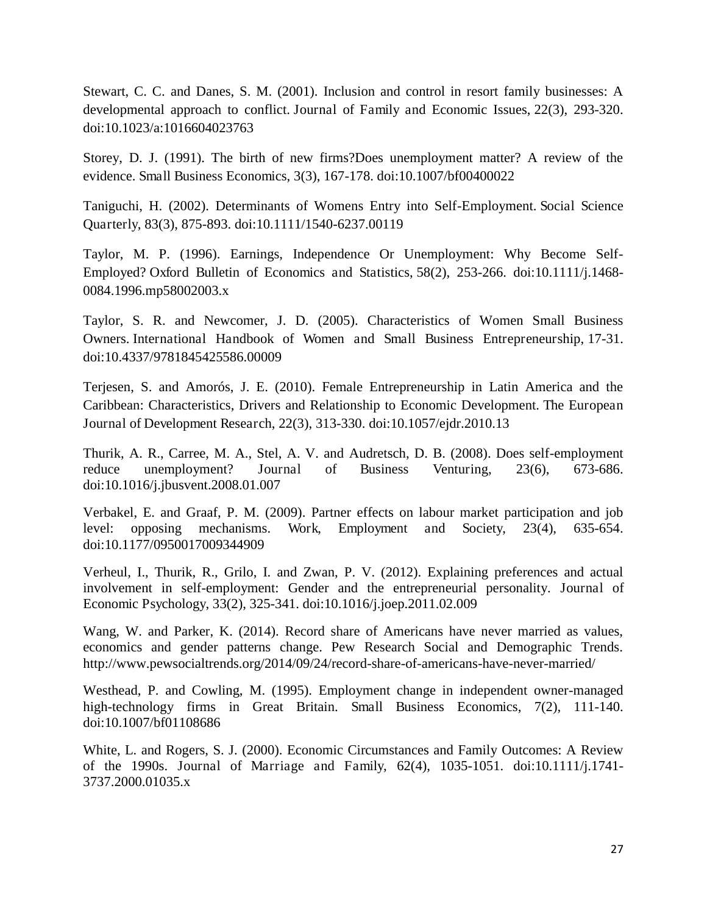Stewart, C. C. and Danes, S. M. (2001). Inclusion and control in resort family businesses: A developmental approach to conflict. Journal of Family and Economic Issues, 22(3), 293-320. doi:10.1023/a:1016604023763

Storey, D. J. (1991). The birth of new firms?Does unemployment matter? A review of the evidence. Small Business Economics, 3(3), 167-178. doi:10.1007/bf00400022

Taniguchi, H. (2002). Determinants of Womens Entry into Self-Employment. Social Science Quarterly, 83(3), 875-893. doi:10.1111/1540-6237.00119

Taylor, M. P. (1996). Earnings, Independence Or Unemployment: Why Become Self-Employed? Oxford Bulletin of Economics and Statistics, 58(2), 253-266. doi:10.1111/j.1468-0084.1996.mp58002003.x

Taylor, S. R. and Newcomer, J. D. (2005). Characteristics of Women Small Business Owners. International Handbook of Women and Small Business Entrepreneurship, 17-31. doi:10.4337/9781845425586.00009

Terjesen, S. and Amorós, J. E. (2010). Female Entrepreneurship in Latin America and the Caribbean: Characteristics, Drivers and Relationship to Economic Development. The European Journal of Development Research, 22(3), 313-330. doi:10.1057/ejdr.2010.13

Thurik, A. R., Carree, M. A., Stel, A. V. and Audretsch, D. B. (2008). Does self-employment reduce unemployment? Journal of Business Venturing, 23(6), 673-686. doi:10.1016/j.jbusvent.2008.01.007

Verbakel, E. and Graaf, P. M. (2009). Partner effects on labour market participation and job level: opposing mechanisms. Work, Employment and Society, 23(4), 635-654. doi:10.1177/0950017009344909

Verheul, I., Thurik, R., Grilo, I. and Zwan, P. V. (2012). Explaining preferences and actual involvement in self-employment: Gender and the entrepreneurial personality. Journal of Economic Psychology, 33(2), 325-341. doi:10.1016/j.joep.2011.02.009

Wang, W. and Parker, K. (2014). Record share of Americans have never married as values, economics and gender patterns change. Pew Research Social and Demographic Trends. http://www.pewsocialtrends.org/2014/09/24/record-share-of-americans-have-never-married/

Westhead, P. and Cowling, M. (1995). Employment change in independent owner-managed high-technology firms in Great Britain. Small Business Economics, 7(2), 111-140. doi:10.1007/bf01108686

White, L. and Rogers, S. J. (2000). Economic Circumstances and Family Outcomes: A Review of the 1990s. Journal of Marriage and Family, 62(4), 1035-1051. doi:10.1111/j.1741-3737.2000.01035.x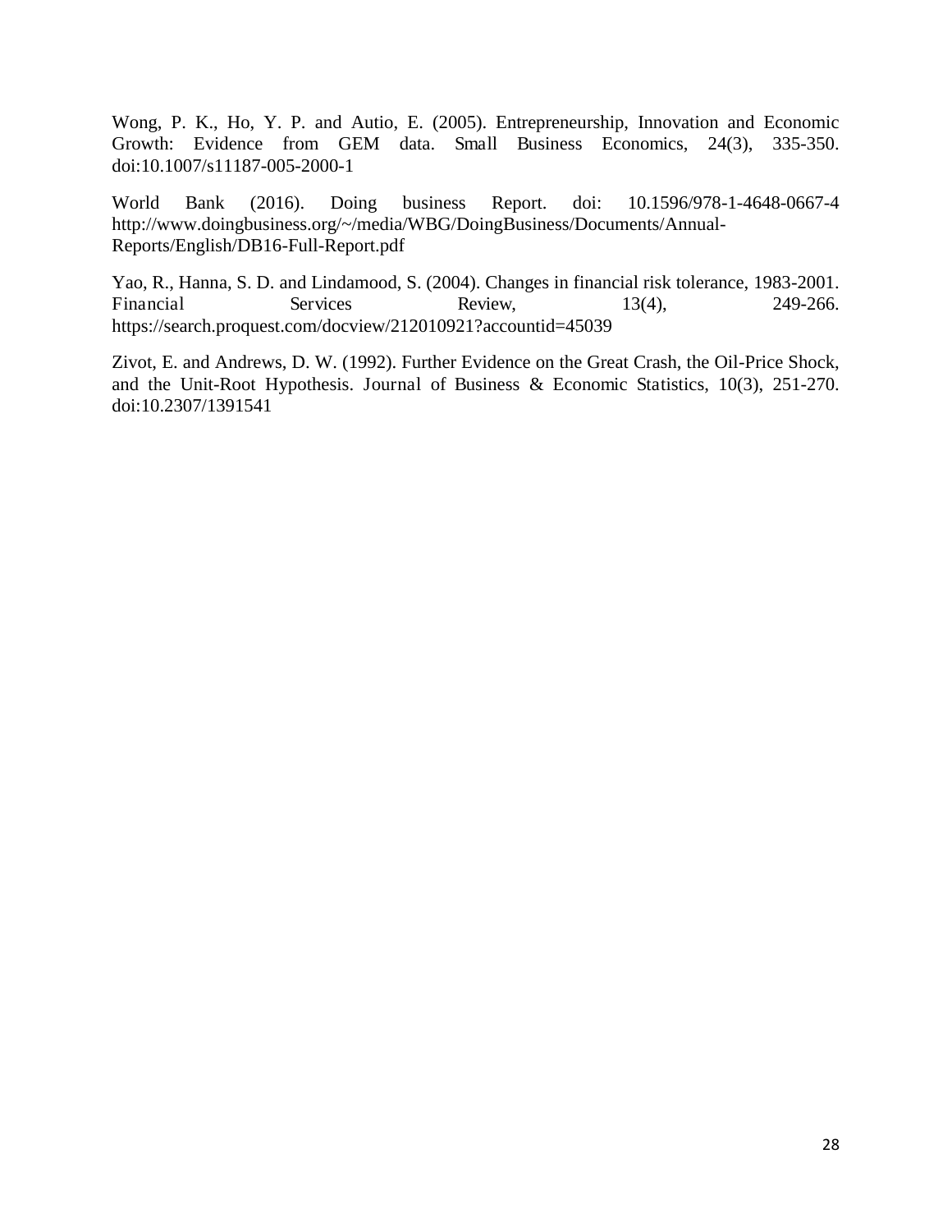Wong, P. K., Ho, Y. P. and Autio, E. (2005). Entrepreneurship, Innovation and Economic Growth: Evidence from GEM data. Small Business Economics, 24(3), 335-350. doi:10.1007/s11187-005-2000-1

World Bank (2016). Doing business Report. doi: 10.1596/978-1-4648-0667-4 http://www.doingbusiness.org/~/media/WBG/DoingBusiness/Documents/Annual-Reports/English/DB16-Full-Report.pdf

Yao, R., Hanna, S. D. and Lindamood, S. (2004). Changes in financial risk tolerance, 1983-2001. Financial Services Review, 13(4), 249-266. https://search.proquest.com/docview/212010921?accountid=45039

Zivot, E. and Andrews, D. W. (1992). Further Evidence on the Great Crash, the Oil-Price Shock, and the Unit-Root Hypothesis. Journal of Business & Economic Statistics, 10(3), 251-270. doi:10.2307/1391541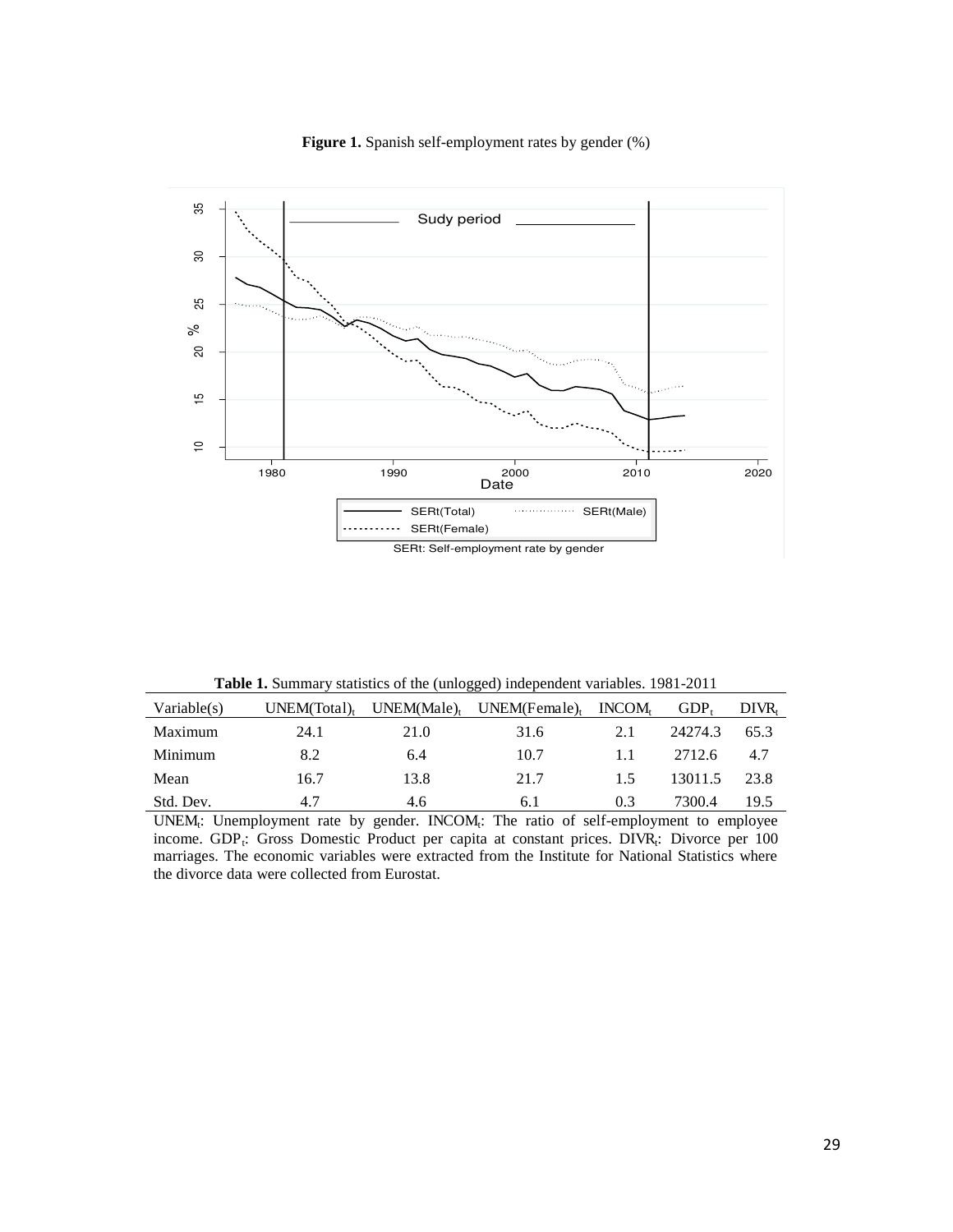**Figure 1.** Spanish self-employment rates by gender (%)

**Table 1.** Summary statistics of the (unlogged) independent variables. 1981-2011

| Variable(s) | $UNEM(Total)_t$ | $UNEM(Male)_t$ | $UNEM(Female)_t$ | $INCOM_t$ | $GDP_t$ | $DIVR_t$ |
|---|---|---|---|---|---|---|
| Maximum | 24.1 | 21.0 | 31.6 | 2.1 | 24274.3 | 65.3 |
| Minimum | 8.2 | 6.4 | 10.7 | 1.1 | 2712.6 | 4.7 |
| Mean | 16.7 | 13.8 | 21.7 | 1.5 | 13011.5 | 23.8 |
| Std. Dev. | 4.7 | 4.6 | 6.1 | 0.3 | 7300.4 | 19.5 |

$UNEM_t$: Unemployment rate by gender. $INCOM_t$: The ratio of self-employment to employee income. $GDP_t$: Gross Domestic Product per capita at constant prices. $DIVR_t$: Divorce per 100 marriages. The economic variables were extracted from the Institute for National Statistics where the divorce data were collected from Eurostat.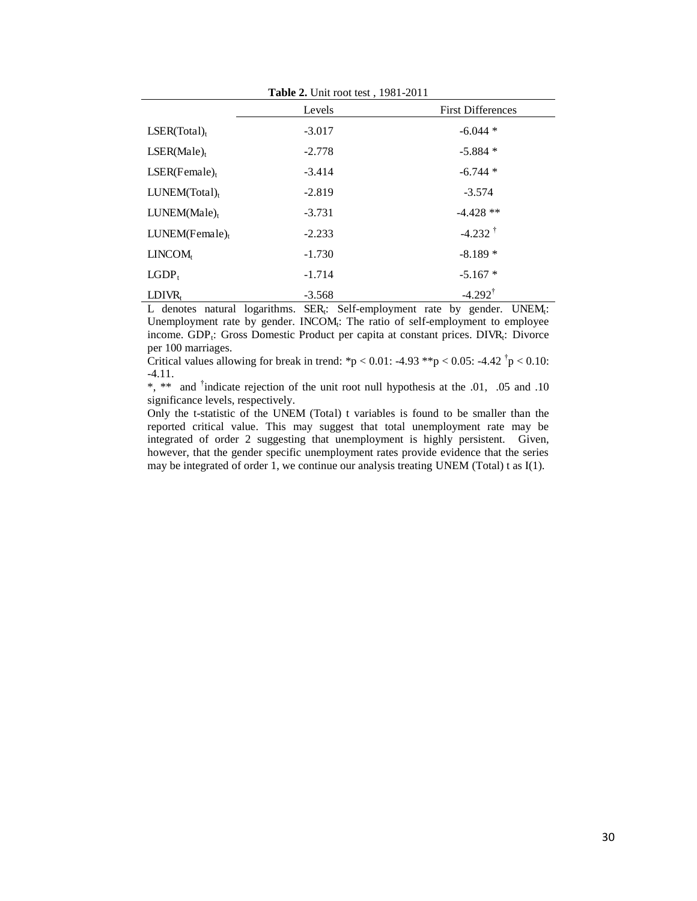**Table 2.** Unit root test , 1981-2011

| | Levels | First Differences |
|---|---|---|
| $LSER(Total)_t$ | -3.017 | -6.044 * |
| $LSER(Male)_t$ | -2.778 | -5.884 * |
| $LSER(Female)_t$ | -3.414 | -6.744 * |
| $LUNEM(Total)_t$ | -2.819 | -3.574 |
| $LUNEM(Male)_t$ | -3.731 | -4.428 ** |
| $LUNEM(Female)_t$ | -2.233 | -4.232 † |
| $LINCOM_t$ | -1.730 | -8.189 * |
| $LGDP_t$ | -1.714 | -5.167 * |
| $LDIVR_t$ | -3.568 | -4.292† |

L denotes natural logarithms. $SER_t$: Self-employment rate by gender. $UNEM_t$: Unemployment rate by gender. $INCOM_t$: The ratio of self-employment to employee income. $GDP_t$: Gross Domestic Product per capita at constant prices. $DIVR_t$: Divorce per 100 marriages.

Critical values allowing for break in trend: *$p < 0.01$: -4.93 **$p < 0.05$: -4.42 †$p < 0.10$: -4.11.

*, ** and †indicate rejection of the unit root null hypothesis at the .01, .05 and .10 significance levels, respectively.

Only the t-statistic of the UNEM (Total) t variables is found to be smaller than the reported critical value. This may suggest that total unemployment rate may be integrated of order 2 suggesting that unemployment is highly persistent. Given, however, that the gender specific unemployment rates provide evidence that the series may be integrated of order 1, we continue our analysis treating UNEM (Total) t as I(1).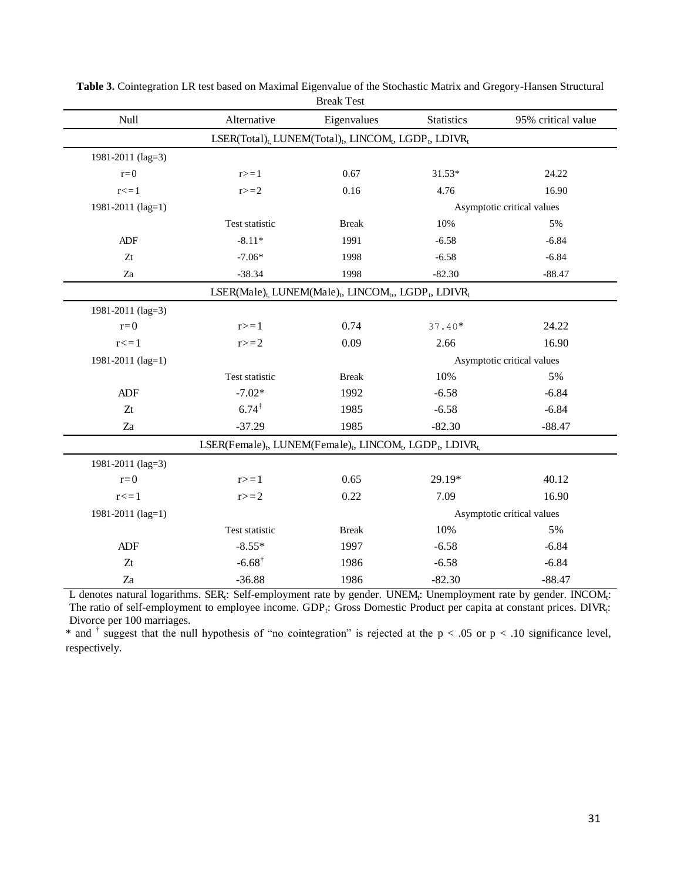**Table 3.** Cointegration LR test based on Maximal Eigenvalue of the Stochastic Matrix and Gregory-Hansen Structural Break Test

| Null | Alternative | Eigenvalues | Statistics | 95% critical value |
|---|---|---|---|---|
| $LSER(Total)_t$, $LUNEM(Total)_t$, $LINCOM_t$, $LGDP_t$, $LDIVR_t$ | | | | |
| 1981-2011 (lag=3) | | | | |
| r=0 | r>=1 | 0.67 | 31.53* | 24.22 |
| r<=1 | r>=2 | 0.16 | 4.76 | 16.90 |
| 1981-2011 (lag=1) | | | Asymptotic critical values | |
| | Test statistic | Break | 10% | 5% |
| ADF | -8.11* | 1991 | -6.58 | -6.84 |
| Zt | -7.06* | 1998 | -6.58 | -6.84 |
| Za | -38.34 | 1998 | -82.30 | -88.47 |
| $LSER(Male)_t$, $LUNEM(Male)_t$, $LINCOM_t$, $LGDP_t$, $LDIVR_t$ | | | | |
| 1981-2011 (lag=3) | | | | |
| r=0 | r>=1 | 0.74 | 37.40* | 24.22 |
| r<=1 | r>=2 | 0.09 | 2.66 | 16.90 |
| 1981-2011 (lag=1) | | | Asymptotic critical values | |
| | Test statistic | Break | 10% | 5% |
| ADF | -7.02* | 1992 | -6.58 | -6.84 |
| Zt | 6.74† | 1985 | -6.58 | -6.84 |
| Za | -37.29 | 1985 | -82.30 | -88.47 |
| $LSER(Female)_t$, $LUNEM(Female)_t$, $LINCOM_t$, $LGDP_t$, $LDIVR_t$ | | | | |
| 1981-2011 (lag=3) | | | | |
| r=0 | r>=1 | 0.65 | 29.19* | 40.12 |
| r<=1 | r>=2 | 0.22 | 7.09 | 16.90 |
| 1981-2011 (lag=1) | | | Asymptotic critical values | |
| | Test statistic | Break | 10% | 5% |
| ADF | -8.55* | 1997 | -6.58 | -6.84 |
| Zt | -6.68† | 1986 | -6.58 | -6.84 |
| Za | -36.88 | 1986 | -82.30 | -88.47 |

L denotes natural logarithms. $SER_t$: Self-employment rate by gender. $UNEM_t$: Unemployment rate by gender. $INCOM_t$: The ratio of self-employment to employee income. $GDP_t$: Gross Domestic Product per capita at constant prices. $DIVR_t$: Divorce per 100 marriages.

* and † suggest that the null hypothesis of "no cointegration" is rejected at the $p < .05$ or $p < .10$ significance level, respectively.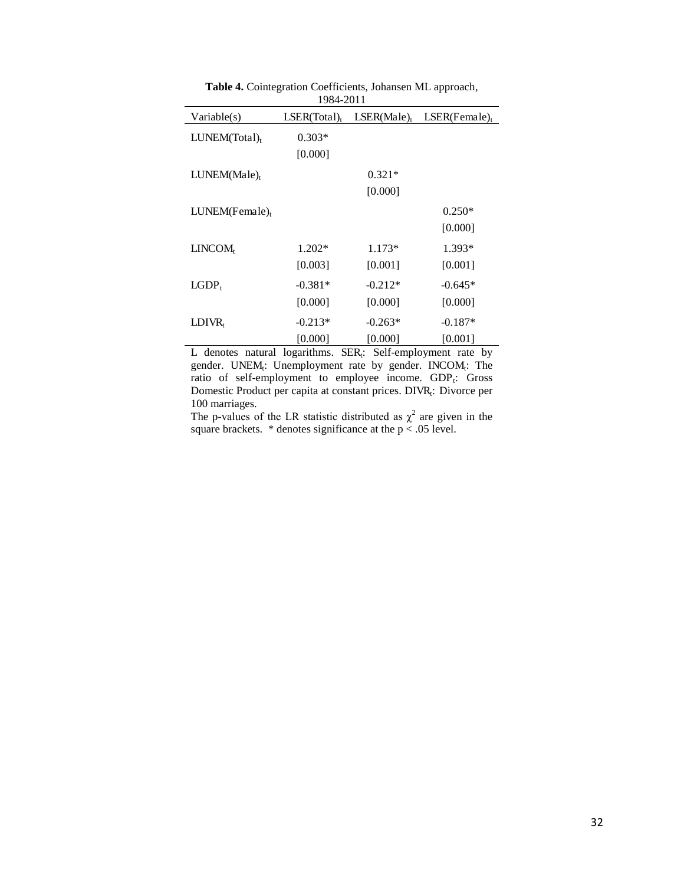**Table 4.** Cointegration Coefficients, Johansen ML approach, 1984-2011

| Variable(s) | $LSER(Total)_t$ | $LSER(Male)_t$ | $LSER(Female)_t$ |
|---|---|---|---|
| $LUNEM(Total)_t$ | 0.303* | | |
| | [0.000] | | |
| $LUNEM(Male)_t$ | | 0.321* | |
| | | [0.000] | |
| $LUNEM(Female)_t$ | | | 0.250* |
| | | | [0.000] |
| $LINCOM_t$ | 1.202* | 1.173* | 1.393* |
| | [0.003] | [0.001] | [0.001] |
| $LGDP_t$ | -0.381* | -0.212* | -0.645* |
| | [0.000] | [0.000] | [0.000] |
| $LDIVR_t$ | -0.213* | -0.263* | -0.187* |
| | [0.000] | [0.000] | [0.001] |

L denotes natural logarithms. $SER_t$: Self-employment rate by gender. $UNEM_t$: Unemployment rate by gender. $INCOM_t$: The ratio of self-employment to employee income. $GDP_t$: Gross Domestic Product per capita at constant prices. $DIVR_t$: Divorce per 100 marriages.

The p-values of the LR statistic distributed as $\chi^2$ are given in the square brackets. * denotes significance at the $p < .05$ level.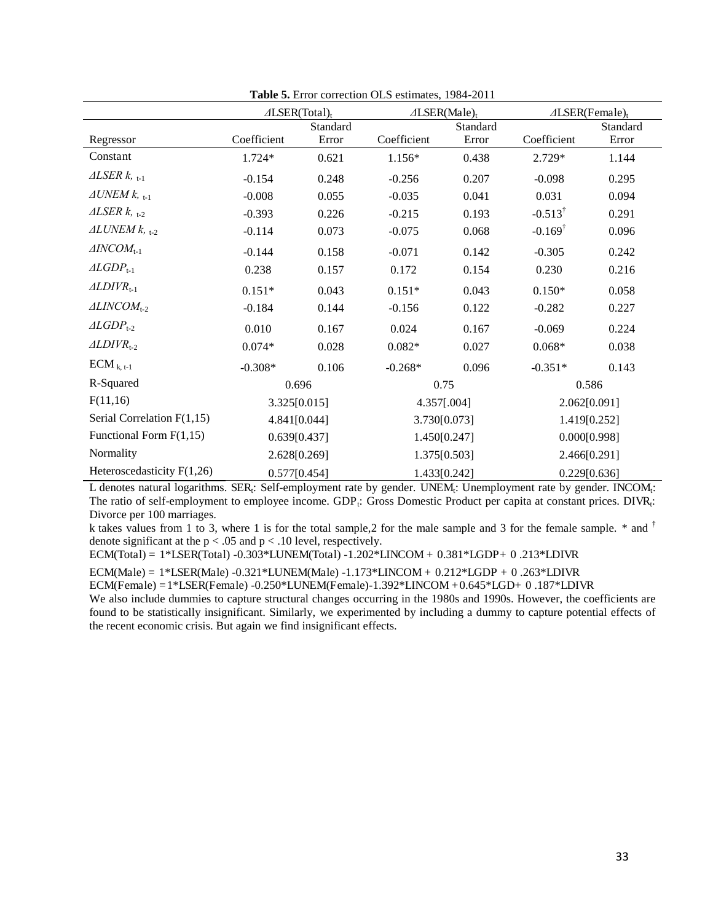**Table 5.** Error correction OLS estimates, 1984-2011

| | $\Delta LSER(Total)_t$ | | $\Delta LSER(Male)_t$ | | $\Delta LSER(Female)_t$ | |
|---|---|---|---|---|---|---|
| Regressor | Coefficient | Standard Error | Coefficient | Standard Error | Coefficient | Standard Error |
| Constant | 1.724* | 0.621 | 1.156* | 0.438 | 2.729* | 1.144 |
| $\Delta LSER\ k,_{t-1}$ | -0.154 | 0.248 | -0.256 | 0.207 | -0.098 | 0.295 |
| $\Delta UNEM\ k,_{t-1}$ | -0.008 | 0.055 | -0.035 | 0.041 | 0.031 | 0.094 |
| $\Delta LSER\ k,_{t-2}$ | -0.393 | 0.226 | -0.215 | 0.193 | -0.513† | 0.291 |
| $\Delta LUNEM\ k,_{t-2}$ | -0.114 | 0.073 | -0.075 | 0.068 | -0.169† | 0.096 |
| $\Delta INCOM_{t-1}$ | -0.144 | 0.158 | -0.071 | 0.142 | -0.305 | 0.242 |
| $\Delta LGDP_{t-1}$ | 0.238 | 0.157 | 0.172 | 0.154 | 0.230 | 0.216 |
| $\Delta LDIVR_{t-1}$ | 0.151* | 0.043 | 0.151* | 0.043 | 0.150* | 0.058 |
| $\Delta LINCOM_{t-2}$ | -0.184 | 0.144 | -0.156 | 0.122 | -0.282 | 0.227 |
| $\Delta LGDP_{t-2}$ | 0.010 | 0.167 | 0.024 | 0.167 | -0.069 | 0.224 |
| $\Delta LDIVR_{t-2}$ | 0.074* | 0.028 | 0.082* | 0.027 | 0.068* | 0.038 |
| $ECM_{k,\ t-1}$ | -0.308* | 0.106 | -0.268* | 0.096 | -0.351* | 0.143 |
| R-Squared | 0.696 | | 0.75 | | 0.586 | |
| F(11,16) | 3.325[0.015] | | 4.357[.004] | | 2.062[0.091] | |
| Serial Correlation F(1,15) | 4.841[0.044] | | 3.730[0.073] | | 1.419[0.252] | |
| Functional Form F(1,15) | 0.639[0.437] | | 1.450[0.247] | | 0.000[0.998] | |
| Normality | 2.628[0.269] | | 1.375[0.503] | | 2.466[0.291] | |
| Heteroscedasticity F(1,26) | 0.577[0.454] | | 1.433[0.242] | | 0.229[0.636] | |

L denotes natural logarithms. $SER_t$: Self-employment rate by gender. $UNEM_t$: Unemployment rate by gender. $INCOM_t$: The ratio of self-employment to employee income. $GDP_t$: Gross Domestic Product per capita at constant prices. $DIVR_t$: Divorce per 100 marriages.

k takes values from 1 to 3, where 1 is for the total sample,2 for the male sample and 3 for the female sample. * and † denote significant at the $p < .05$ and $p < .10$ level, respectively.

ECM(Total) = 1*LSER(Total) -0.303*LUNEM(Total) -1.202*LINCOM + 0.381*LGDP+ 0 .213*LDIVR

ECM(Male) = 1*LSER(Male) -0.321*LUNEM(Male) -1.173*LINCOM + 0.212*LGDP + 0 .263*LDIVR

ECM(Female) = 1*LSER(Female) -0.250*LUNEM(Female)-1.392*LINCOM + 0.645*LGD+ 0 .187*LDIVR

We also include dummies to capture structural changes occurring in the 1980s and 1990s. However, the coefficients are found to be statistically insignificant. Similarly, we experimented by including a dummy to capture potential effects of the recent economic crisis. But again we find insignificant effects.